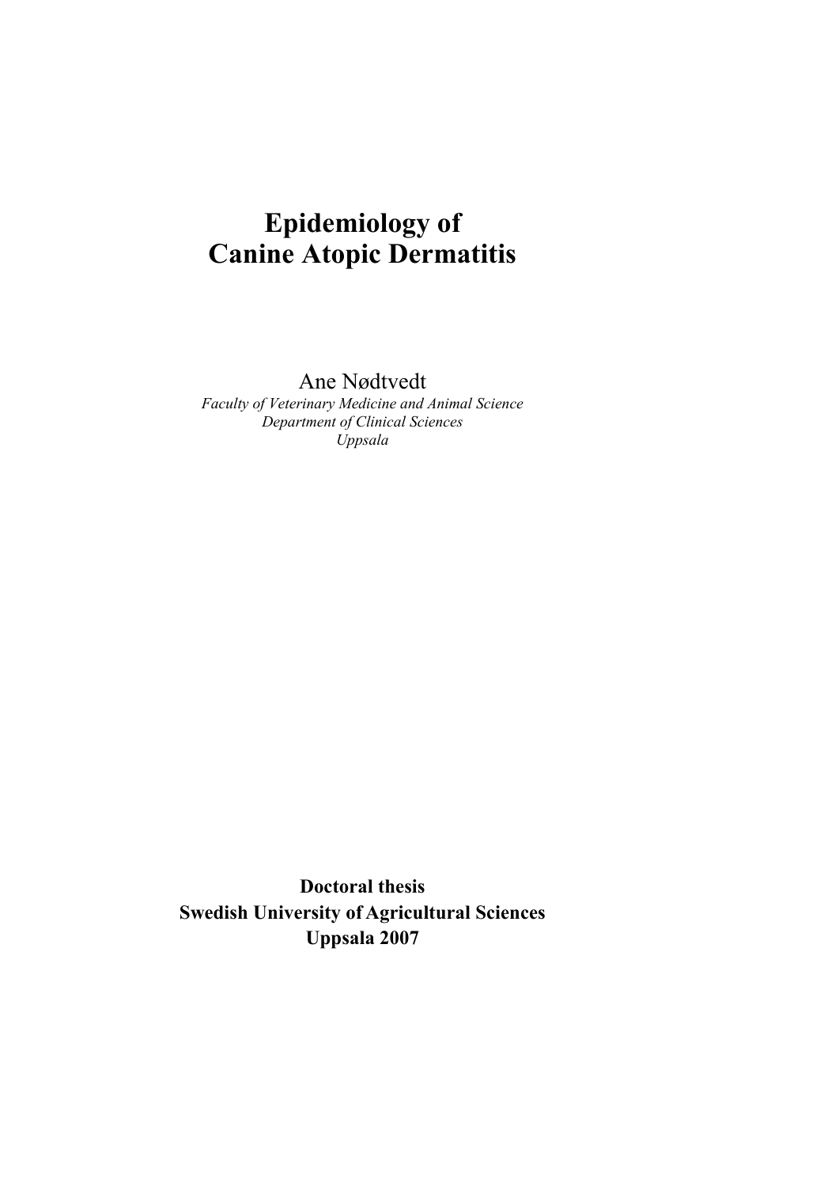# Epidemiology of Canine Atopic Dermatitis

Ane Nødtvedt

*Faculty of Veterinary Medicine and Animal Science*
*Department of Clinical Sciences*
*Uppsala*

**Doctoral thesis**
**Swedish University of Agricultural Sciences**
**Uppsala 2007**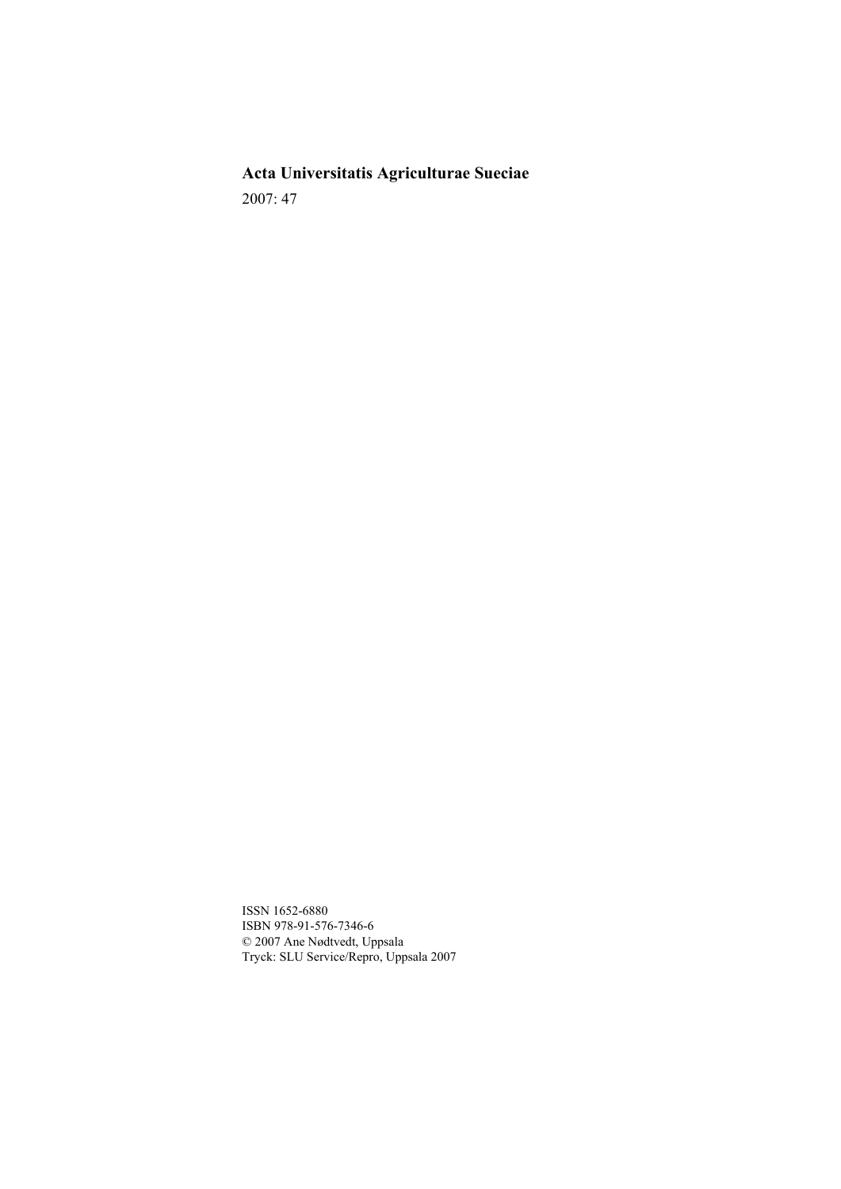**Acta Universitatis Agriculturae Sueciae**

2007: 47

ISSN 1652-6880
ISBN 978-91-576-7346-6
© 2007 Ane Nødtvedt, Uppsala
Tryck: SLU Service/Repro, Uppsala 2007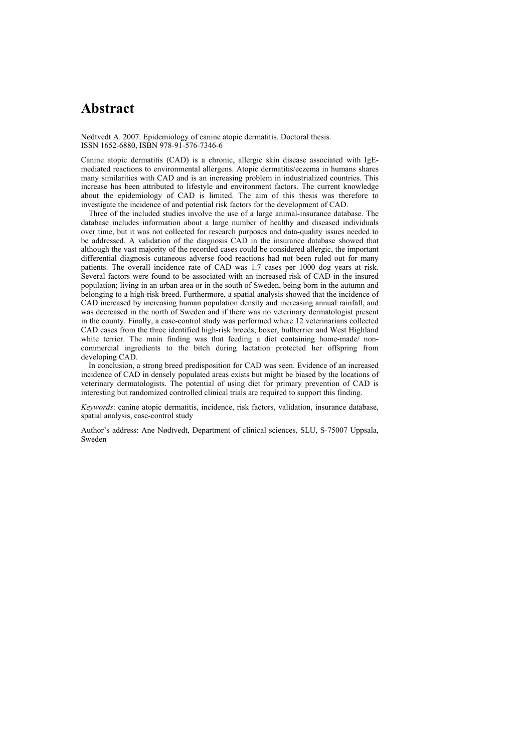# Abstract

Nødtvedt A. 2007. Epidemiology of canine atopic dermatitis. Doctoral thesis.
ISSN 1652-6880, ISBN 978-91-576-7346-6

Canine atopic dermatitis (CAD) is a chronic, allergic skin disease associated with IgE-mediated reactions to environmental allergens. Atopic dermatitis/eczema in humans shares many similarities with CAD and is an increasing problem in industrialized countries. This increase has been attributed to lifestyle and environment factors. The current knowledge about the epidemiology of CAD is limited. The aim of this thesis was therefore to investigate the incidence of and potential risk factors for the development of CAD.

Three of the included studies involve the use of a large animal-insurance database. The database includes information about a large number of healthy and diseased individuals over time, but it was not collected for research purposes and data-quality issues needed to be addressed. A validation of the diagnosis CAD in the insurance database showed that although the vast majority of the recorded cases could be considered allergic, the important differential diagnosis cutaneous adverse food reactions had not been ruled out for many patients. The overall incidence rate of CAD was 1.7 cases per 1000 dog years at risk. Several factors were found to be associated with an increased risk of CAD in the insured population; living in an urban area or in the south of Sweden, being born in the autumn and belonging to a high-risk breed. Furthermore, a spatial analysis showed that the incidence of CAD increased by increasing human population density and increasing annual rainfall, and was decreased in the north of Sweden and if there was no veterinary dermatologist present in the county. Finally, a case-control study was performed where 12 veterinarians collected CAD cases from the three identified high-risk breeds; boxer, bullterrier and West Highland white terrier. The main finding was that feeding a diet containing home-made/ non-commercial ingredients to the bitch during lactation protected her offspring from developing CAD.

In conclusion, a strong breed predisposition for CAD was seen. Evidence of an increased incidence of CAD in densely populated areas exists but might be biased by the locations of veterinary dermatologists. The potential of using diet for primary prevention of CAD is interesting but randomized controlled clinical trials are required to support this finding.

*Keywords*: canine atopic dermatitis, incidence, risk factors, validation, insurance database, spatial analysis, case-control study

Author's address: Ane Nødtvedt, Department of clinical sciences, SLU, S-75007 Uppsala, Sweden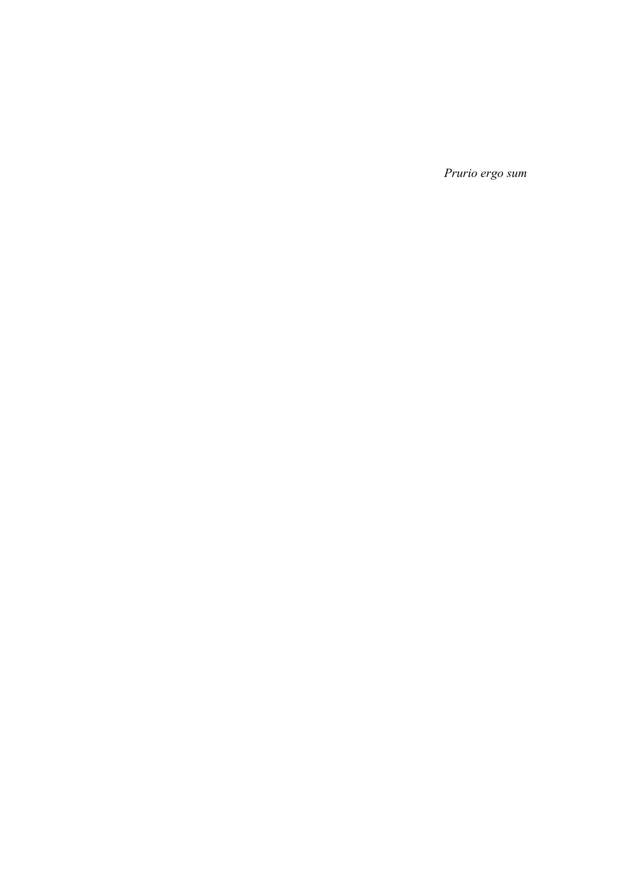*Prurio ergo sum*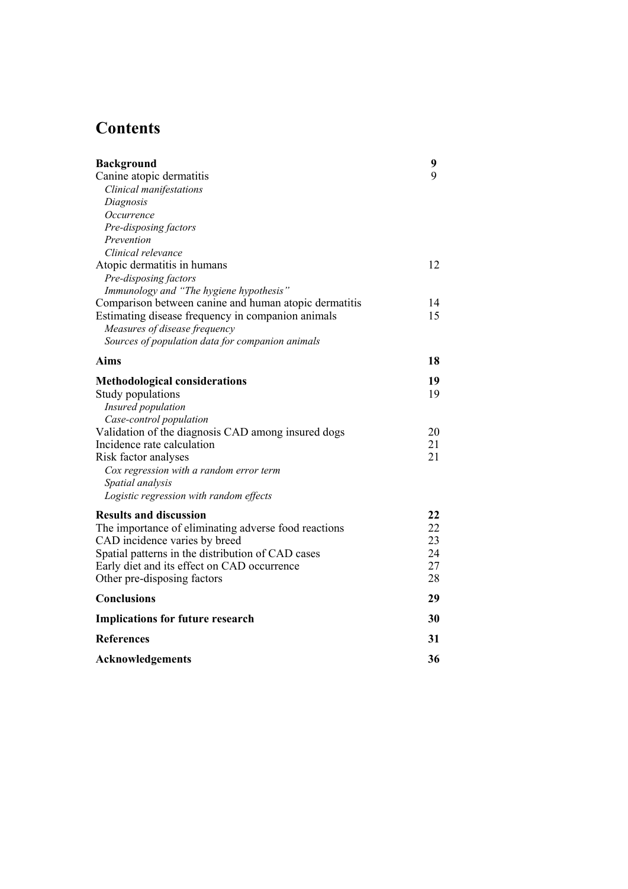# Contents

| | |
|---|---|
| **Background** | **9** |
| Canine atopic dermatitis | 9 |
| *Clinical manifestations* | |
| *Diagnosis* | |
| *Occurrence* | |
| *Pre-disposing factors* | |
| *Prevention* | |
| *Clinical relevance* | |
| Atopic dermatitis in humans | 12 |
| *Pre-disposing factors* | |
| *Immunology and "The hygiene hypothesis"* | |
| Comparison between canine and human atopic dermatitis | 14 |
| Estimating disease frequency in companion animals | 15 |
| *Measures of disease frequency* | |
| *Sources of population data for companion animals* | |
| **Aims** | **18** |
| **Methodological considerations** | **19** |
| Study populations | 19 |
| *Insured population* | |
| *Case-control population* | |
| Validation of the diagnosis CAD among insured dogs | 20 |
| Incidence rate calculation | 21 |
| Risk factor analyses | 21 |
| *Cox regression with a random error term* | |
| *Spatial analysis* | |
| *Logistic regression with random effects* | |
| **Results and discussion** | **22** |
| The importance of eliminating adverse food reactions | 22 |
| CAD incidence varies by breed | 23 |
| Spatial patterns in the distribution of CAD cases | 24 |
| Early diet and its effect on CAD occurrence | 27 |
| Other pre-disposing factors | 28 |
| **Conclusions** | **29** |
| **Implications for future research** | **30** |
| **References** | **31** |
| **Acknowledgements** | **36** |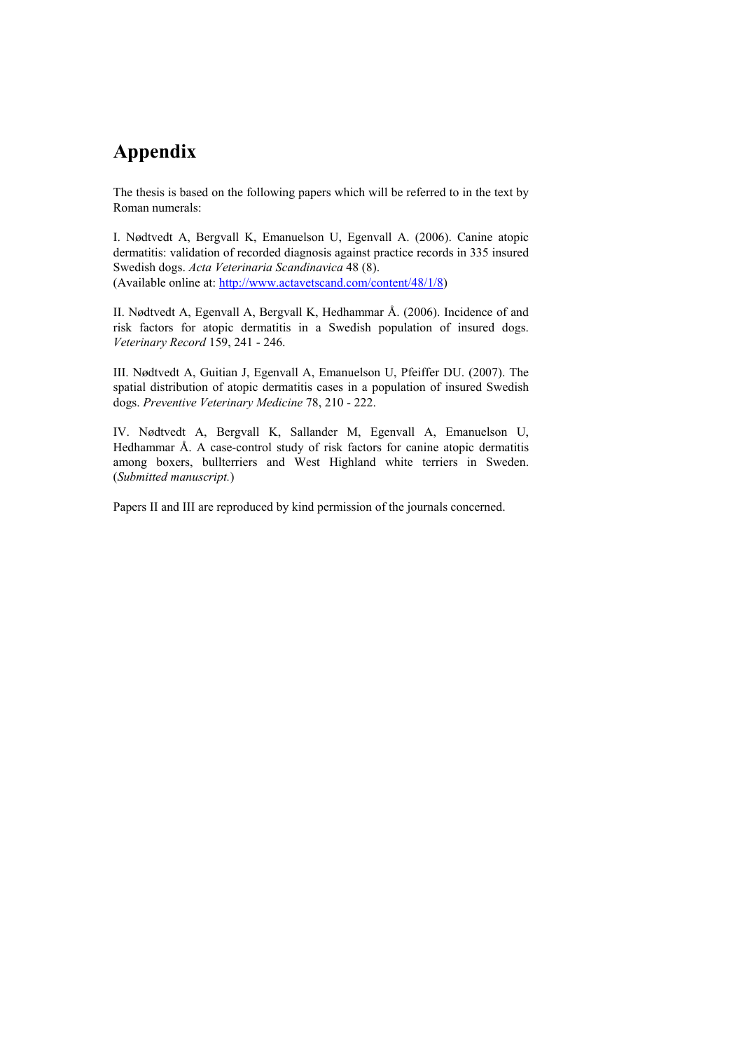# Appendix

The thesis is based on the following papers which will be referred to in the text by Roman numerals:

I. Nødtvedt A, Bergvall K, Emanuelson U, Egenvall A. (2006). Canine atopic dermatitis: validation of recorded diagnosis against practice records in 335 insured Swedish dogs. *Acta Veterinaria Scandinavica* 48 (8).
(Available online at: http://www.actavetscand.com/content/48/1/8)

II. Nødtvedt A, Egenvall A, Bergvall K, Hedhammar Å. (2006). Incidence of and risk factors for atopic dermatitis in a Swedish population of insured dogs. *Veterinary Record* 159, 241 - 246.

III. Nødtvedt A, Guitian J, Egenvall A, Emanuelson U, Pfeiffer DU. (2007). The spatial distribution of atopic dermatitis cases in a population of insured Swedish dogs. *Preventive Veterinary Medicine* 78, 210 - 222.

IV. Nødtvedt A, Bergvall K, Sallander M, Egenvall A, Emanuelson U, Hedhammar Å. A case-control study of risk factors for canine atopic dermatitis among boxers, bullterriers and West Highland white terriers in Sweden. (*Submitted manuscript.*)

Papers II and III are reproduced by kind permission of the journals concerned.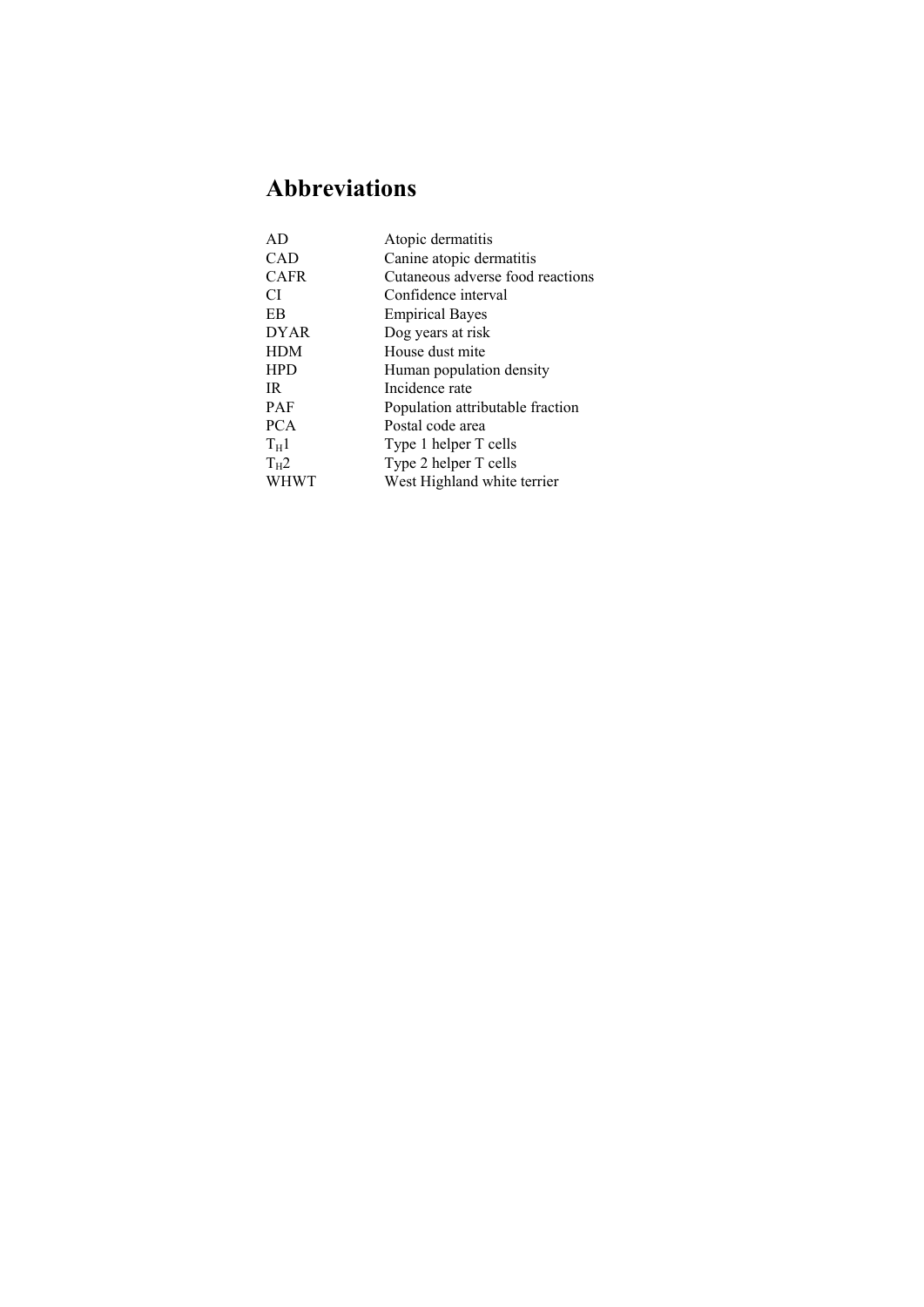# Abbreviations

| | |
|---|---|
| AD | Atopic dermatitis |
| CAD | Canine atopic dermatitis |
| CAFR | Cutaneous adverse food reactions |
| CI | Confidence interval |
| EB | Empirical Bayes |
| DYAR | Dog years at risk |
| HDM | House dust mite |
| HPD | Human population density |
| IR | Incidence rate |
| PAF | Population attributable fraction |
| PCA | Postal code area |
| $T_H1$ | Type 1 helper T cells |
| $T_H2$ | Type 2 helper T cells |
| WHWT | West Highland white terrier |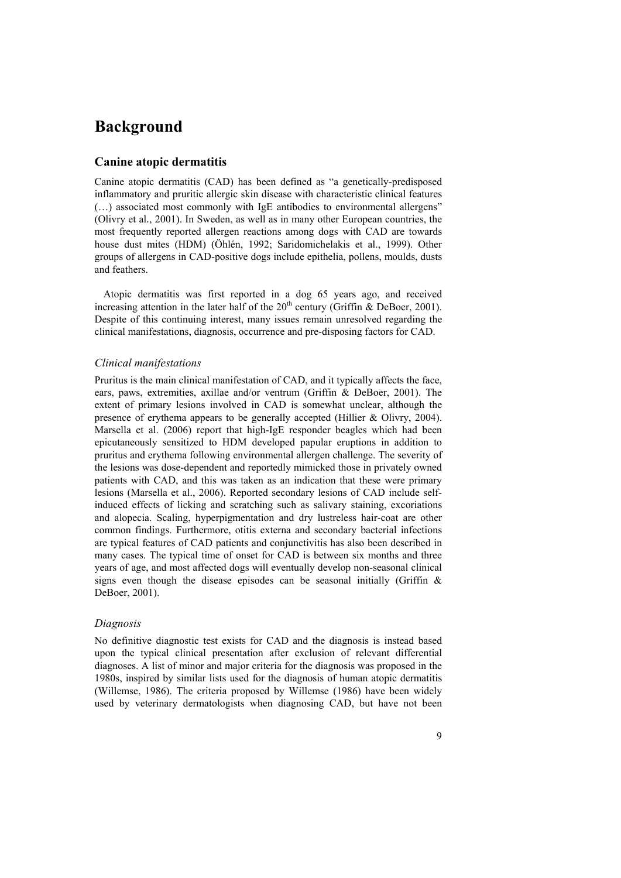# Background

## Canine atopic dermatitis

Canine atopic dermatitis (CAD) has been defined as "a genetically-predisposed inflammatory and pruritic allergic skin disease with characteristic clinical features (…) associated most commonly with IgE antibodies to environmental allergens" (Olivry et al., 2001). In Sweden, as well as in many other European countries, the most frequently reported allergen reactions among dogs with CAD are towards house dust mites (HDM) (Öhlén, 1992; Saridomichelakis et al., 1999). Other groups of allergens in CAD-positive dogs include epithelia, pollens, moulds, dusts and feathers.

Atopic dermatitis was first reported in a dog 65 years ago, and received increasing attention in the later half of the 20th century (Griffin & DeBoer, 2001). Despite of this continuing interest, many issues remain unresolved regarding the clinical manifestations, diagnosis, occurrence and pre-disposing factors for CAD.

### *Clinical manifestations*

Pruritus is the main clinical manifestation of CAD, and it typically affects the face, ears, paws, extremities, axillae and/or ventrum (Griffin & DeBoer, 2001). The extent of primary lesions involved in CAD is somewhat unclear, although the presence of erythema appears to be generally accepted (Hillier & Olivry, 2004). Marsella et al. (2006) report that high-IgE responder beagles which had been epicutaneously sensitized to HDM developed papular eruptions in addition to pruritus and erythema following environmental allergen challenge. The severity of the lesions was dose-dependent and reportedly mimicked those in privately owned patients with CAD, and this was taken as an indication that these were primary lesions (Marsella et al., 2006). Reported secondary lesions of CAD include self-induced effects of licking and scratching such as salivary staining, excoriations and alopecia. Scaling, hyperpigmentation and dry lustreless hair-coat are other common findings. Furthermore, otitis externa and secondary bacterial infections are typical features of CAD patients and conjunctivitis has also been described in many cases. The typical time of onset for CAD is between six months and three years of age, and most affected dogs will eventually develop non-seasonal clinical signs even though the disease episodes can be seasonal initially (Griffin & DeBoer, 2001).

### *Diagnosis*

No definitive diagnostic test exists for CAD and the diagnosis is instead based upon the typical clinical presentation after exclusion of relevant differential diagnoses. A list of minor and major criteria for the diagnosis was proposed in the 1980s, inspired by similar lists used for the diagnosis of human atopic dermatitis (Willemse, 1986). The criteria proposed by Willemse (1986) have been widely used by veterinary dermatologists when diagnosing CAD, but have not been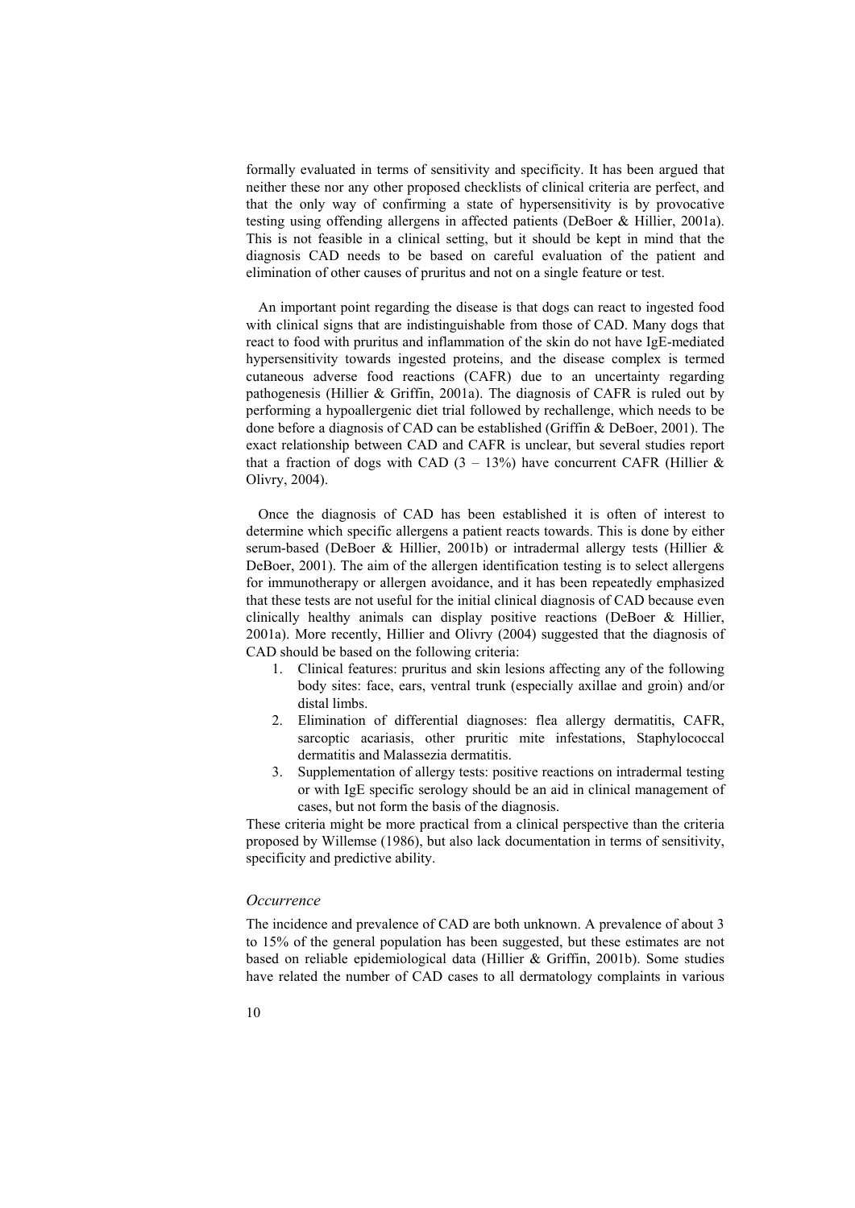formally evaluated in terms of sensitivity and specificity. It has been argued that neither these nor any other proposed checklists of clinical criteria are perfect, and that the only way of confirming a state of hypersensitivity is by provocative testing using offending allergens in affected patients (DeBoer & Hillier, 2001a). This is not feasible in a clinical setting, but it should be kept in mind that the diagnosis CAD needs to be based on careful evaluation of the patient and elimination of other causes of pruritus and not on a single feature or test.

An important point regarding the disease is that dogs can react to ingested food with clinical signs that are indistinguishable from those of CAD. Many dogs that react to food with pruritus and inflammation of the skin do not have IgE-mediated hypersensitivity towards ingested proteins, and the disease complex is termed cutaneous adverse food reactions (CAFR) due to an uncertainty regarding pathogenesis (Hillier & Griffin, 2001a). The diagnosis of CAFR is ruled out by performing a hypoallergenic diet trial followed by rechallenge, which needs to be done before a diagnosis of CAD can be established (Griffin & DeBoer, 2001). The exact relationship between CAD and CAFR is unclear, but several studies report that a fraction of dogs with CAD (3 – 13%) have concurrent CAFR (Hillier & Olivry, 2004).

Once the diagnosis of CAD has been established it is often of interest to determine which specific allergens a patient reacts towards. This is done by either serum-based (DeBoer & Hillier, 2001b) or intradermal allergy tests (Hillier & DeBoer, 2001). The aim of the allergen identification testing is to select allergens for immunotherapy or allergen avoidance, and it has been repeatedly emphasized that these tests are not useful for the initial clinical diagnosis of CAD because even clinically healthy animals can display positive reactions (DeBoer & Hillier, 2001a). More recently, Hillier and Olivry (2004) suggested that the diagnosis of CAD should be based on the following criteria:

1. Clinical features: pruritus and skin lesions affecting any of the following body sites: face, ears, ventral trunk (especially axillae and groin) and/or distal limbs.
2. Elimination of differential diagnoses: flea allergy dermatitis, CAFR, sarcoptic acariasis, other pruritic mite infestations, Staphylococcal dermatitis and Malassezia dermatitis.
3. Supplementation of allergy tests: positive reactions on intradermal testing or with IgE specific serology should be an aid in clinical management of cases, but not form the basis of the diagnosis.

These criteria might be more practical from a clinical perspective than the criteria proposed by Willemse (1986), but also lack documentation in terms of sensitivity, specificity and predictive ability.

### *Occurrence*

The incidence and prevalence of CAD are both unknown. A prevalence of about 3 to 15% of the general population has been suggested, but these estimates are not based on reliable epidemiological data (Hillier & Griffin, 2001b). Some studies have related the number of CAD cases to all dermatology complaints in various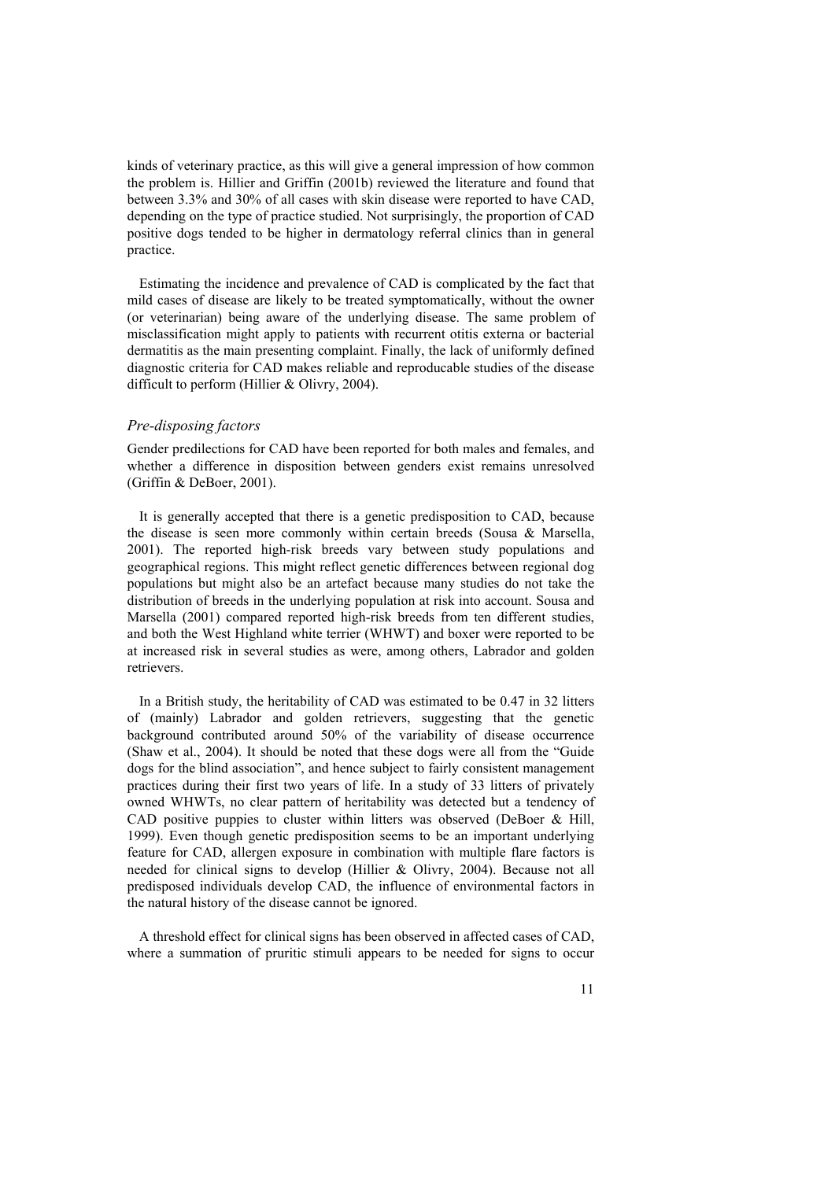kinds of veterinary practice, as this will give a general impression of how common the problem is. Hillier and Griffin (2001b) reviewed the literature and found that between 3.3% and 30% of all cases with skin disease were reported to have CAD, depending on the type of practice studied. Not surprisingly, the proportion of CAD positive dogs tended to be higher in dermatology referral clinics than in general practice.

Estimating the incidence and prevalence of CAD is complicated by the fact that mild cases of disease are likely to be treated symptomatically, without the owner (or veterinarian) being aware of the underlying disease. The same problem of misclassification might apply to patients with recurrent otitis externa or bacterial dermatitis as the main presenting complaint. Finally, the lack of uniformly defined diagnostic criteria for CAD makes reliable and reproducable studies of the disease difficult to perform (Hillier & Olivry, 2004).

### *Pre-disposing factors*

Gender predilections for CAD have been reported for both males and females, and whether a difference in disposition between genders exist remains unresolved (Griffin & DeBoer, 2001).

It is generally accepted that there is a genetic predisposition to CAD, because the disease is seen more commonly within certain breeds (Sousa & Marsella, 2001). The reported high-risk breeds vary between study populations and geographical regions. This might reflect genetic differences between regional dog populations but might also be an artefact because many studies do not take the distribution of breeds in the underlying population at risk into account. Sousa and Marsella (2001) compared reported high-risk breeds from ten different studies, and both the West Highland white terrier (WHWT) and boxer were reported to be at increased risk in several studies as were, among others, Labrador and golden retrievers.

In a British study, the heritability of CAD was estimated to be 0.47 in 32 litters of (mainly) Labrador and golden retrievers, suggesting that the genetic background contributed around 50% of the variability of disease occurrence (Shaw et al., 2004). It should be noted that these dogs were all from the "Guide dogs for the blind association", and hence subject to fairly consistent management practices during their first two years of life. In a study of 33 litters of privately owned WHWTs, no clear pattern of heritability was detected but a tendency of CAD positive puppies to cluster within litters was observed (DeBoer & Hill, 1999). Even though genetic predisposition seems to be an important underlying feature for CAD, allergen exposure in combination with multiple flare factors is needed for clinical signs to develop (Hillier & Olivry, 2004). Because not all predisposed individuals develop CAD, the influence of environmental factors in the natural history of the disease cannot be ignored.

A threshold effect for clinical signs has been observed in affected cases of CAD, where a summation of pruritic stimuli appears to be needed for signs to occur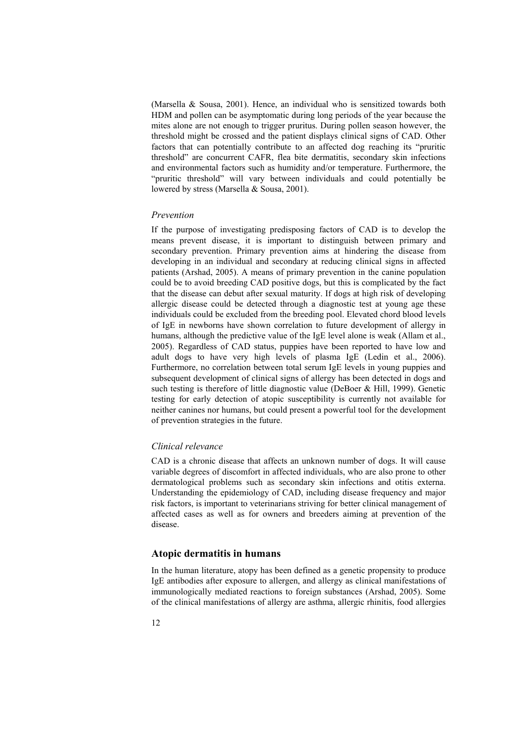(Marsella & Sousa, 2001). Hence, an individual who is sensitized towards both HDM and pollen can be asymptomatic during long periods of the year because the mites alone are not enough to trigger pruritus. During pollen season however, the threshold might be crossed and the patient displays clinical signs of CAD. Other factors that can potentially contribute to an affected dog reaching its "pruritic threshold" are concurrent CAFR, flea bite dermatitis, secondary skin infections and environmental factors such as humidity and/or temperature. Furthermore, the "pruritic threshold" will vary between individuals and could potentially be lowered by stress (Marsella & Sousa, 2001).

### *Prevention*

If the purpose of investigating predisposing factors of CAD is to develop the means prevent disease, it is important to distinguish between primary and secondary prevention. Primary prevention aims at hindering the disease from developing in an individual and secondary at reducing clinical signs in affected patients (Arshad, 2005). A means of primary prevention in the canine population could be to avoid breeding CAD positive dogs, but this is complicated by the fact that the disease can debut after sexual maturity. If dogs at high risk of developing allergic disease could be detected through a diagnostic test at young age these individuals could be excluded from the breeding pool. Elevated chord blood levels of IgE in newborns have shown correlation to future development of allergy in humans, although the predictive value of the IgE level alone is weak (Allam et al., 2005). Regardless of CAD status, puppies have been reported to have low and adult dogs to have very high levels of plasma IgE (Ledin et al., 2006). Furthermore, no correlation between total serum IgE levels in young puppies and subsequent development of clinical signs of allergy has been detected in dogs and such testing is therefore of little diagnostic value (DeBoer & Hill, 1999). Genetic testing for early detection of atopic susceptibility is currently not available for neither canines nor humans, but could present a powerful tool for the development of prevention strategies in the future.

### *Clinical relevance*

CAD is a chronic disease that affects an unknown number of dogs. It will cause variable degrees of discomfort in affected individuals, who are also prone to other dermatological problems such as secondary skin infections and otitis externa. Understanding the epidemiology of CAD, including disease frequency and major risk factors, is important to veterinarians striving for better clinical management of affected cases as well as for owners and breeders aiming at prevention of the disease.

## Atopic dermatitis in humans

In the human literature, atopy has been defined as a genetic propensity to produce IgE antibodies after exposure to allergen, and allergy as clinical manifestations of immunologically mediated reactions to foreign substances (Arshad, 2005). Some of the clinical manifestations of allergy are asthma, allergic rhinitis, food allergies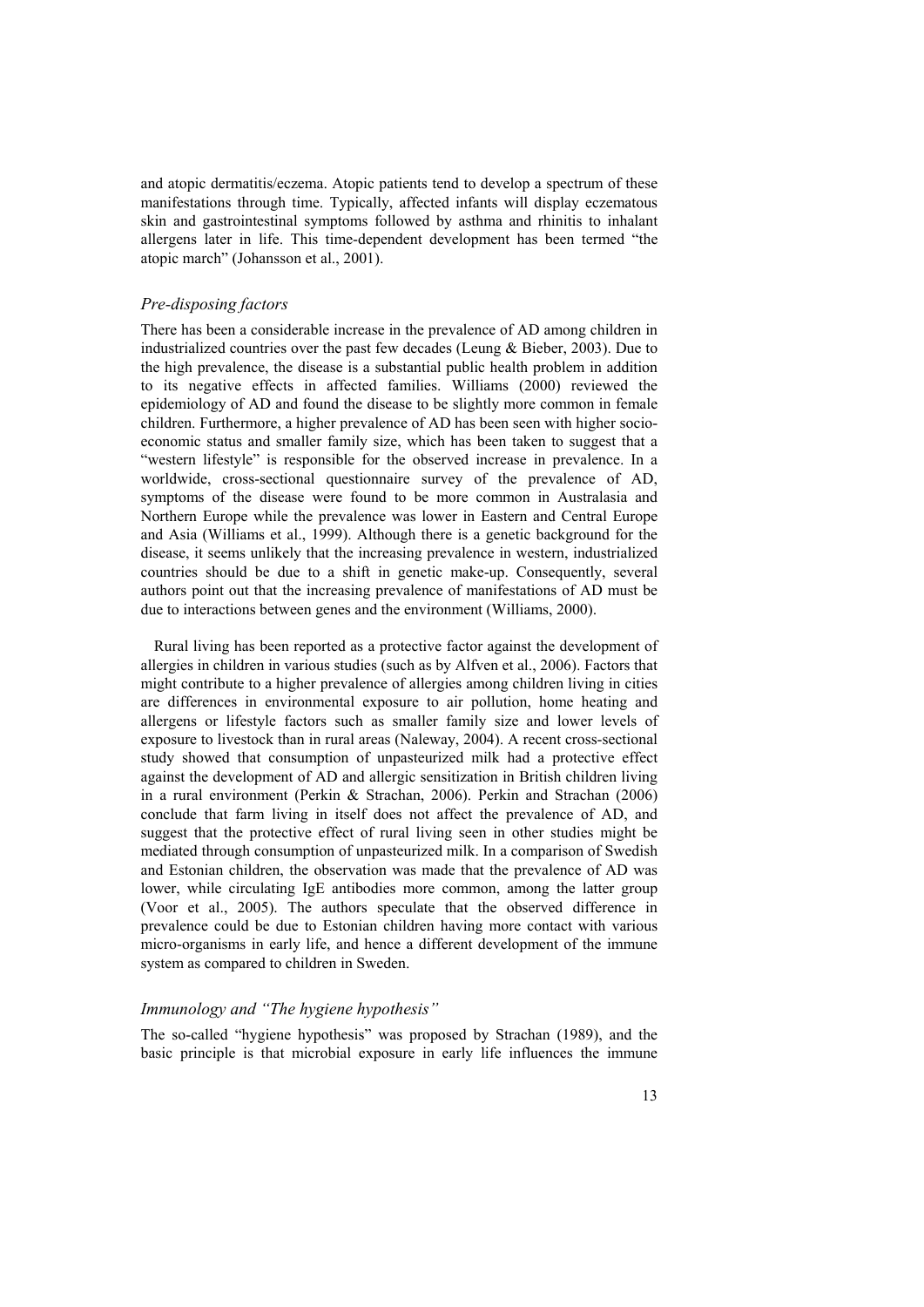and atopic dermatitis/eczema. Atopic patients tend to develop a spectrum of these manifestations through time. Typically, affected infants will display eczematous skin and gastrointestinal symptoms followed by asthma and rhinitis to inhalant allergens later in life. This time-dependent development has been termed "the atopic march" (Johansson et al., 2001).

### *Pre-disposing factors*

There has been a considerable increase in the prevalence of AD among children in industrialized countries over the past few decades (Leung & Bieber, 2003). Due to the high prevalence, the disease is a substantial public health problem in addition to its negative effects in affected families. Williams (2000) reviewed the epidemiology of AD and found the disease to be slightly more common in female children. Furthermore, a higher prevalence of AD has been seen with higher socio-economic status and smaller family size, which has been taken to suggest that a "western lifestyle" is responsible for the observed increase in prevalence. In a worldwide, cross-sectional questionnaire survey of the prevalence of AD, symptoms of the disease were found to be more common in Australasia and Northern Europe while the prevalence was lower in Eastern and Central Europe and Asia (Williams et al., 1999). Although there is a genetic background for the disease, it seems unlikely that the increasing prevalence in western, industrialized countries should be due to a shift in genetic make-up. Consequently, several authors point out that the increasing prevalence of manifestations of AD must be due to interactions between genes and the environment (Williams, 2000).

Rural living has been reported as a protective factor against the development of allergies in children in various studies (such as by Alfven et al., 2006). Factors that might contribute to a higher prevalence of allergies among children living in cities are differences in environmental exposure to air pollution, home heating and allergens or lifestyle factors such as smaller family size and lower levels of exposure to livestock than in rural areas (Naleway, 2004). A recent cross-sectional study showed that consumption of unpasteurized milk had a protective effect against the development of AD and allergic sensitization in British children living in a rural environment (Perkin & Strachan, 2006). Perkin and Strachan (2006) conclude that farm living in itself does not affect the prevalence of AD, and suggest that the protective effect of rural living seen in other studies might be mediated through consumption of unpasteurized milk. In a comparison of Swedish and Estonian children, the observation was made that the prevalence of AD was lower, while circulating IgE antibodies more common, among the latter group (Voor et al., 2005). The authors speculate that the observed difference in prevalence could be due to Estonian children having more contact with various micro-organisms in early life, and hence a different development of the immune system as compared to children in Sweden.

### *Immunology and "The hygiene hypothesis"*

The so-called "hygiene hypothesis" was proposed by Strachan (1989), and the basic principle is that microbial exposure in early life influences the immune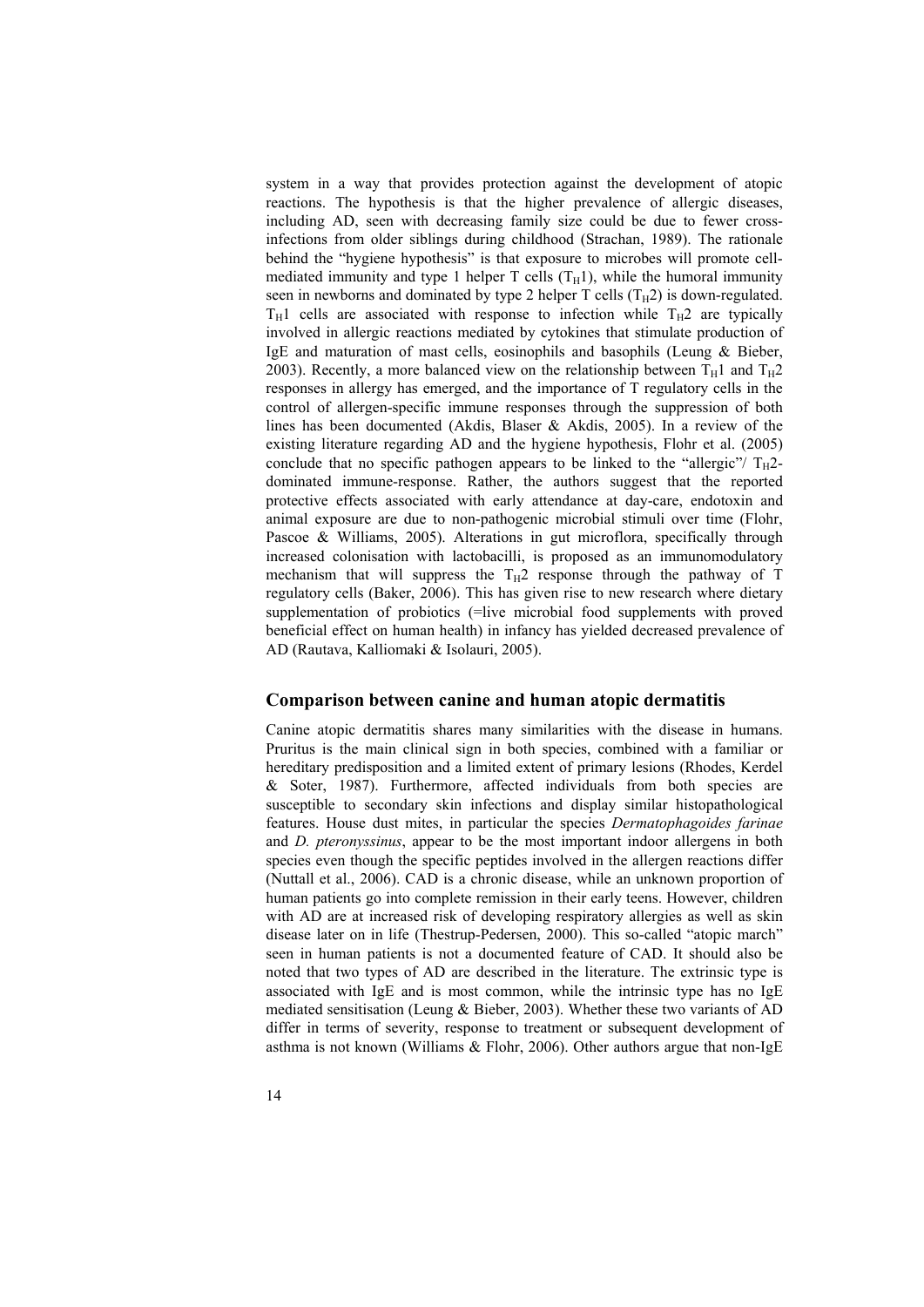system in a way that provides protection against the development of atopic reactions. The hypothesis is that the higher prevalence of allergic diseases, including AD, seen with decreasing family size could be due to fewer cross-infections from older siblings during childhood (Strachan, 1989). The rationale behind the "hygiene hypothesis" is that exposure to microbes will promote cell-mediated immunity and type 1 helper T cells ($T_H1$), while the humoral immunity seen in newborns and dominated by type 2 helper T cells ($T_H2$) is down-regulated. $T_H1$ cells are associated with response to infection while $T_H2$ are typically involved in allergic reactions mediated by cytokines that stimulate production of IgE and maturation of mast cells, eosinophils and basophils (Leung & Bieber, 2003). Recently, a more balanced view on the relationship between $T_H1$ and $T_H2$ responses in allergy has emerged, and the importance of T regulatory cells in the control of allergen-specific immune responses through the suppression of both lines has been documented (Akdis, Blaser & Akdis, 2005). In a review of the existing literature regarding AD and the hygiene hypothesis, Flohr et al. (2005) conclude that no specific pathogen appears to be linked to the "allergic"/ $T_H2$-dominated immune-response. Rather, the authors suggest that the reported protective effects associated with early attendance at day-care, endotoxin and animal exposure are due to non-pathogenic microbial stimuli over time (Flohr, Pascoe & Williams, 2005). Alterations in gut microflora, specifically through increased colonisation with lactobacilli, is proposed as an immunomodulatory mechanism that will suppress the $T_H2$ response through the pathway of T regulatory cells (Baker, 2006). This has given rise to new research where dietary supplementation of probiotics (=live microbial food supplements with proved beneficial effect on human health) in infancy has yielded decreased prevalence of AD (Rautava, Kalliomaki & Isolauri, 2005).

## Comparison between canine and human atopic dermatitis

Canine atopic dermatitis shares many similarities with the disease in humans. Pruritus is the main clinical sign in both species, combined with a familiar or hereditary predisposition and a limited extent of primary lesions (Rhodes, Kerdel & Soter, 1987). Furthermore, affected individuals from both species are susceptible to secondary skin infections and display similar histopathological features. House dust mites, in particular the species *Dermatophagoides farinae* and *D. pteronyssinus*, appear to be the most important indoor allergens in both species even though the specific peptides involved in the allergen reactions differ (Nuttall et al., 2006). CAD is a chronic disease, while an unknown proportion of human patients go into complete remission in their early teens. However, children with AD are at increased risk of developing respiratory allergies as well as skin disease later on in life (Thestrup-Pedersen, 2000). This so-called "atopic march" seen in human patients is not a documented feature of CAD. It should also be noted that two types of AD are described in the literature. The extrinsic type is associated with IgE and is most common, while the intrinsic type has no IgE mediated sensitisation (Leung & Bieber, 2003). Whether these two variants of AD differ in terms of severity, response to treatment or subsequent development of asthma is not known (Williams & Flohr, 2006). Other authors argue that non-IgE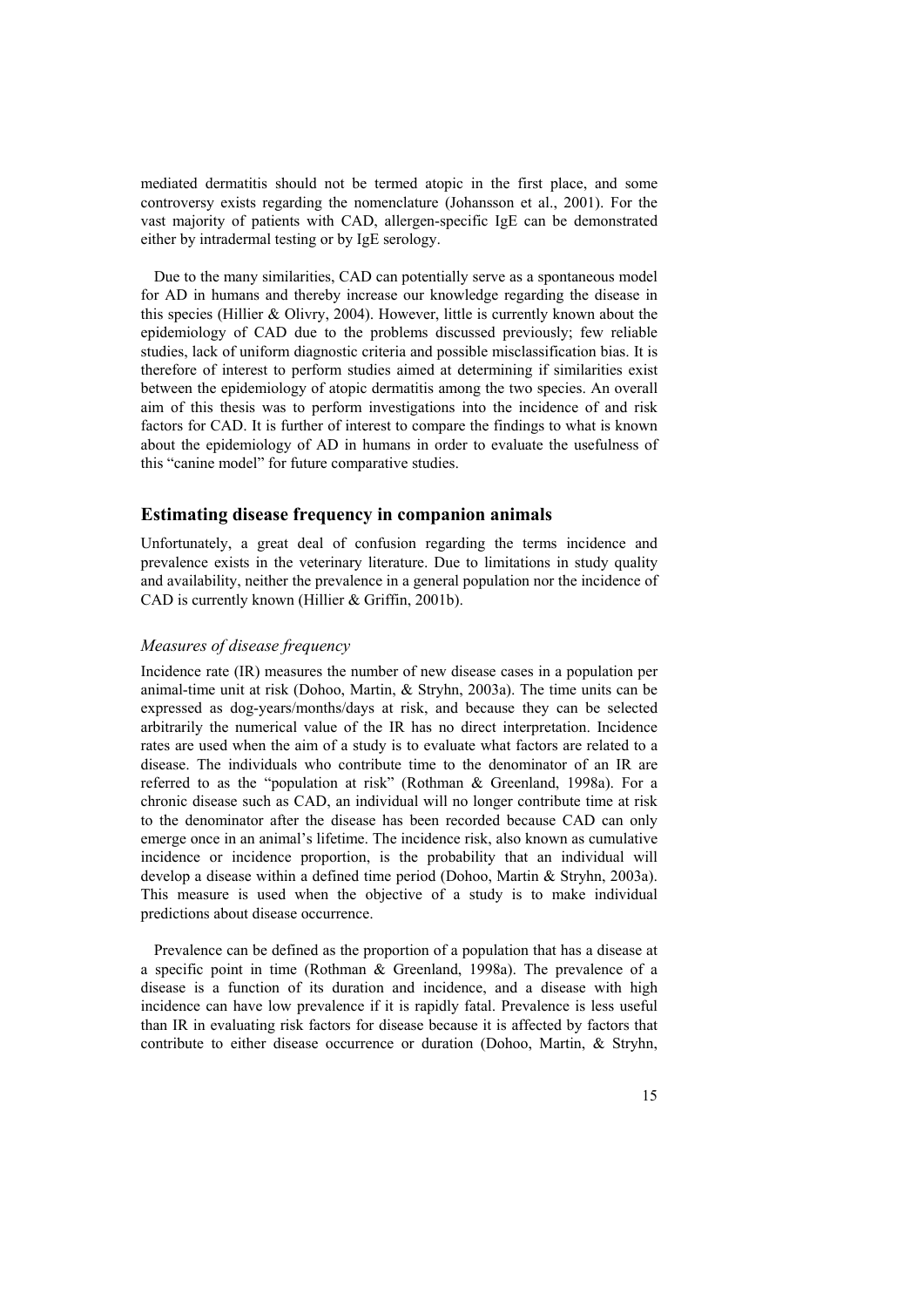mediated dermatitis should not be termed atopic in the first place, and some controversy exists regarding the nomenclature (Johansson et al., 2001). For the vast majority of patients with CAD, allergen-specific IgE can be demonstrated either by intradermal testing or by IgE serology.

Due to the many similarities, CAD can potentially serve as a spontaneous model for AD in humans and thereby increase our knowledge regarding the disease in this species (Hillier & Olivry, 2004). However, little is currently known about the epidemiology of CAD due to the problems discussed previously; few reliable studies, lack of uniform diagnostic criteria and possible misclassification bias. It is therefore of interest to perform studies aimed at determining if similarities exist between the epidemiology of atopic dermatitis among the two species. An overall aim of this thesis was to perform investigations into the incidence of and risk factors for CAD. It is further of interest to compare the findings to what is known about the epidemiology of AD in humans in order to evaluate the usefulness of this "canine model" for future comparative studies.

## Estimating disease frequency in companion animals

Unfortunately, a great deal of confusion regarding the terms incidence and prevalence exists in the veterinary literature. Due to limitations in study quality and availability, neither the prevalence in a general population nor the incidence of CAD is currently known (Hillier & Griffin, 2001b).

### *Measures of disease frequency*

Incidence rate (IR) measures the number of new disease cases in a population per animal-time unit at risk (Dohoo, Martin, & Stryhn, 2003a). The time units can be expressed as dog-years/months/days at risk, and because they can be selected arbitrarily the numerical value of the IR has no direct interpretation. Incidence rates are used when the aim of a study is to evaluate what factors are related to a disease. The individuals who contribute time to the denominator of an IR are referred to as the "population at risk" (Rothman & Greenland, 1998a). For a chronic disease such as CAD, an individual will no longer contribute time at risk to the denominator after the disease has been recorded because CAD can only emerge once in an animal's lifetime. The incidence risk, also known as cumulative incidence or incidence proportion, is the probability that an individual will develop a disease within a defined time period (Dohoo, Martin & Stryhn, 2003a). This measure is used when the objective of a study is to make individual predictions about disease occurrence.

Prevalence can be defined as the proportion of a population that has a disease at a specific point in time (Rothman & Greenland, 1998a). The prevalence of a disease is a function of its duration and incidence, and a disease with high incidence can have low prevalence if it is rapidly fatal. Prevalence is less useful than IR in evaluating risk factors for disease because it is affected by factors that contribute to either disease occurrence or duration (Dohoo, Martin, & Stryhn,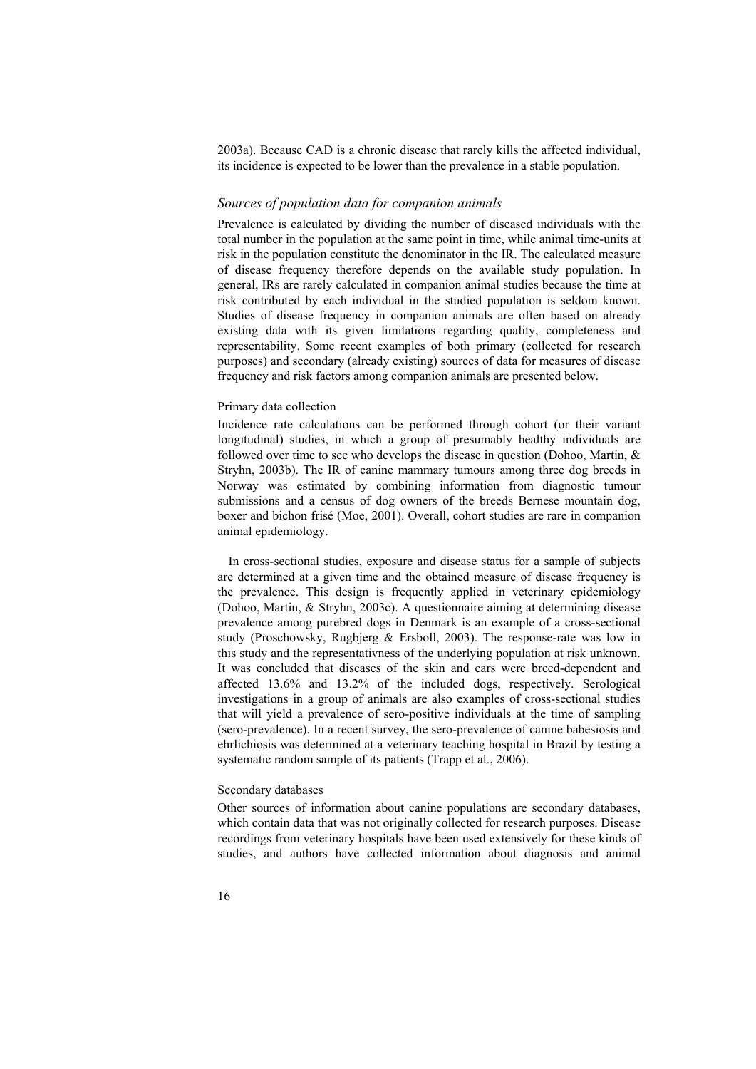2003a). Because CAD is a chronic disease that rarely kills the affected individual, its incidence is expected to be lower than the prevalence in a stable population.

### *Sources of population data for companion animals*

Prevalence is calculated by dividing the number of diseased individuals with the total number in the population at the same point in time, while animal time-units at risk in the population constitute the denominator in the IR. The calculated measure of disease frequency therefore depends on the available study population. In general, IRs are rarely calculated in companion animal studies because the time at risk contributed by each individual in the studied population is seldom known. Studies of disease frequency in companion animals are often based on already existing data with its given limitations regarding quality, completeness and representability. Some recent examples of both primary (collected for research purposes) and secondary (already existing) sources of data for measures of disease frequency and risk factors among companion animals are presented below.

#### Primary data collection

Incidence rate calculations can be performed through cohort (or their variant longitudinal) studies, in which a group of presumably healthy individuals are followed over time to see who develops the disease in question (Dohoo, Martin, & Stryhn, 2003b). The IR of canine mammary tumours among three dog breeds in Norway was estimated by combining information from diagnostic tumour submissions and a census of dog owners of the breeds Bernese mountain dog, boxer and bichon frisé (Moe, 2001). Overall, cohort studies are rare in companion animal epidemiology.

In cross-sectional studies, exposure and disease status for a sample of subjects are determined at a given time and the obtained measure of disease frequency is the prevalence. This design is frequently applied in veterinary epidemiology (Dohoo, Martin, & Stryhn, 2003c). A questionnaire aiming at determining disease prevalence among purebred dogs in Denmark is an example of a cross-sectional study (Proschowsky, Rugbjerg & Ersboll, 2003). The response-rate was low in this study and the representativness of the underlying population at risk unknown. It was concluded that diseases of the skin and ears were breed-dependent and affected 13.6% and 13.2% of the included dogs, respectively. Serological investigations in a group of animals are also examples of cross-sectional studies that will yield a prevalence of sero-positive individuals at the time of sampling (sero-prevalence). In a recent survey, the sero-prevalence of canine babesiosis and ehrlichiosis was determined at a veterinary teaching hospital in Brazil by testing a systematic random sample of its patients (Trapp et al., 2006).

#### Secondary databases

Other sources of information about canine populations are secondary databases, which contain data that was not originally collected for research purposes. Disease recordings from veterinary hospitals have been used extensively for these kinds of studies, and authors have collected information about diagnosis and animal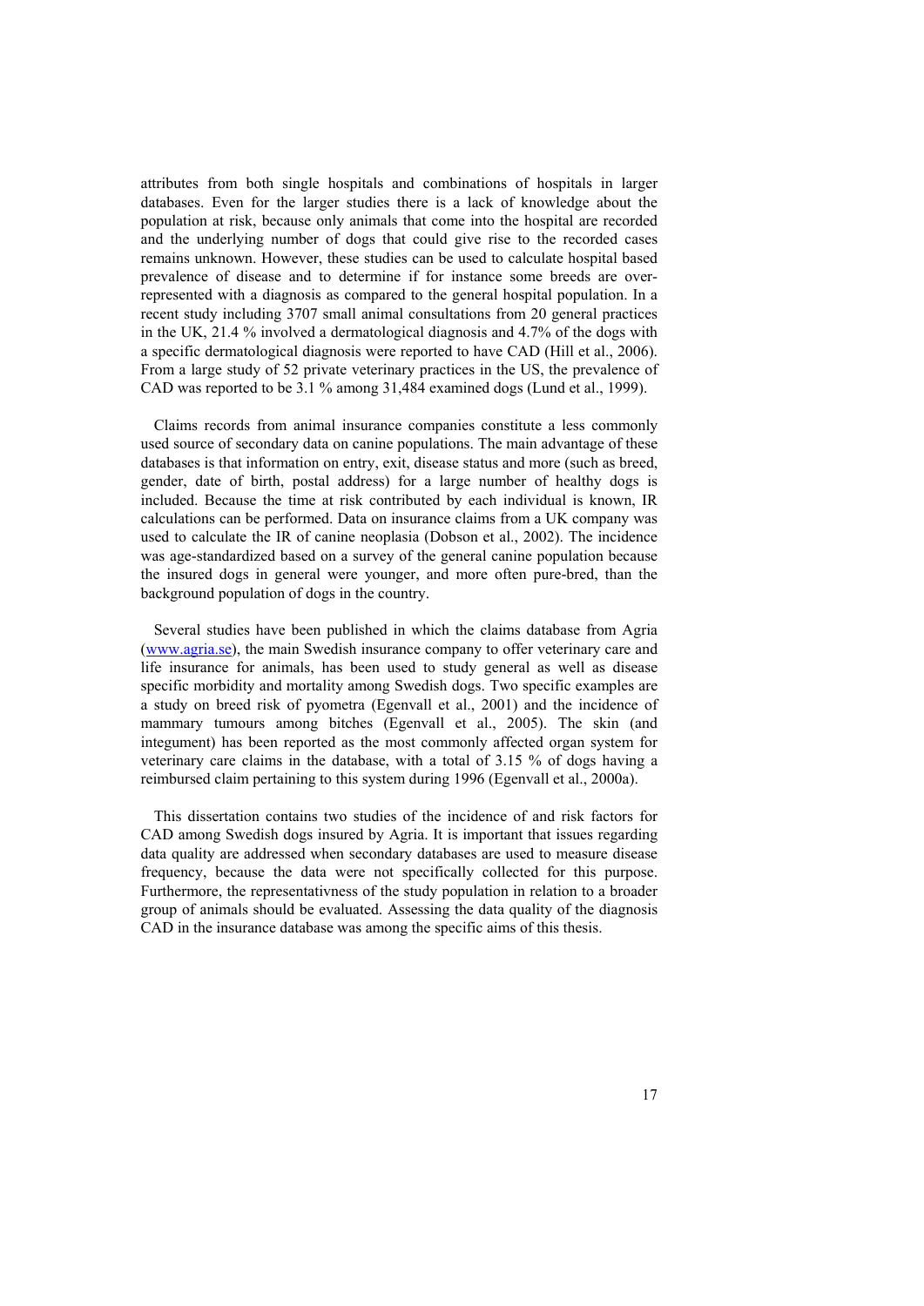attributes from both single hospitals and combinations of hospitals in larger databases. Even for the larger studies there is a lack of knowledge about the population at risk, because only animals that come into the hospital are recorded and the underlying number of dogs that could give rise to the recorded cases remains unknown. However, these studies can be used to calculate hospital based prevalence of disease and to determine if for instance some breeds are over-represented with a diagnosis as compared to the general hospital population. In a recent study including 3707 small animal consultations from 20 general practices in the UK, 21.4 % involved a dermatological diagnosis and 4.7% of the dogs with a specific dermatological diagnosis were reported to have CAD (Hill et al., 2006). From a large study of 52 private veterinary practices in the US, the prevalence of CAD was reported to be 3.1 % among 31,484 examined dogs (Lund et al., 1999).

Claims records from animal insurance companies constitute a less commonly used source of secondary data on canine populations. The main advantage of these databases is that information on entry, exit, disease status and more (such as breed, gender, date of birth, postal address) for a large number of healthy dogs is included. Because the time at risk contributed by each individual is known, IR calculations can be performed. Data on insurance claims from a UK company was used to calculate the IR of canine neoplasia (Dobson et al., 2002). The incidence was age-standardized based on a survey of the general canine population because the insured dogs in general were younger, and more often pure-bred, than the background population of dogs in the country.

Several studies have been published in which the claims database from Agria ([www.agria.se](www.agria.se)), the main Swedish insurance company to offer veterinary care and life insurance for animals, has been used to study general as well as disease specific morbidity and mortality among Swedish dogs. Two specific examples are a study on breed risk of pyometra (Egenvall et al., 2001) and the incidence of mammary tumours among bitches (Egenvall et al., 2005). The skin (and integument) has been reported as the most commonly affected organ system for veterinary care claims in the database, with a total of 3.15 % of dogs having a reimbursed claim pertaining to this system during 1996 (Egenvall et al., 2000a).

This dissertation contains two studies of the incidence of and risk factors for CAD among Swedish dogs insured by Agria. It is important that issues regarding data quality are addressed when secondary databases are used to measure disease frequency, because the data were not specifically collected for this purpose. Furthermore, the representativness of the study population in relation to a broader group of animals should be evaluated. Assessing the data quality of the diagnosis CAD in the insurance database was among the specific aims of this thesis.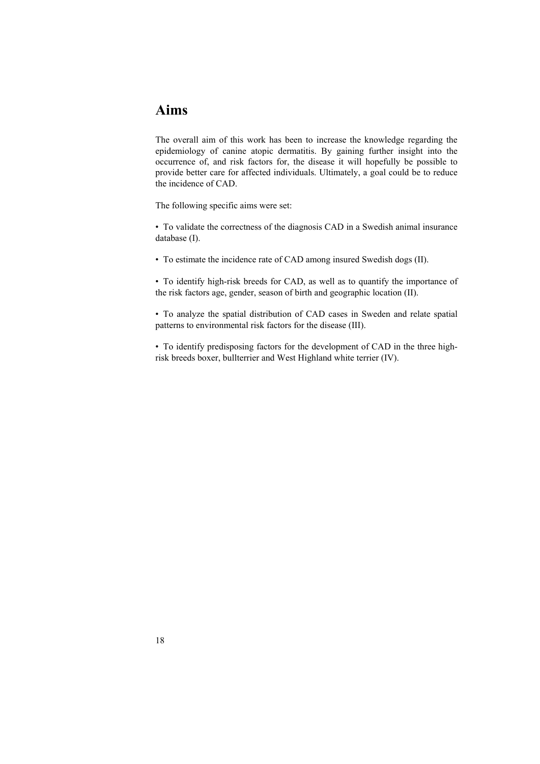# Aims

The overall aim of this work has been to increase the knowledge regarding the epidemiology of canine atopic dermatitis. By gaining further insight into the occurrence of, and risk factors for, the disease it will hopefully be possible to provide better care for affected individuals. Ultimately, a goal could be to reduce the incidence of CAD.

The following specific aims were set:

- To validate the correctness of the diagnosis CAD in a Swedish animal insurance database (I).

- To estimate the incidence rate of CAD among insured Swedish dogs (II).

- To identify high-risk breeds for CAD, as well as to quantify the importance of the risk factors age, gender, season of birth and geographic location (II).

- To analyze the spatial distribution of CAD cases in Sweden and relate spatial patterns to environmental risk factors for the disease (III).

- To identify predisposing factors for the development of CAD in the three high-risk breeds boxer, bullterrier and West Highland white terrier (IV).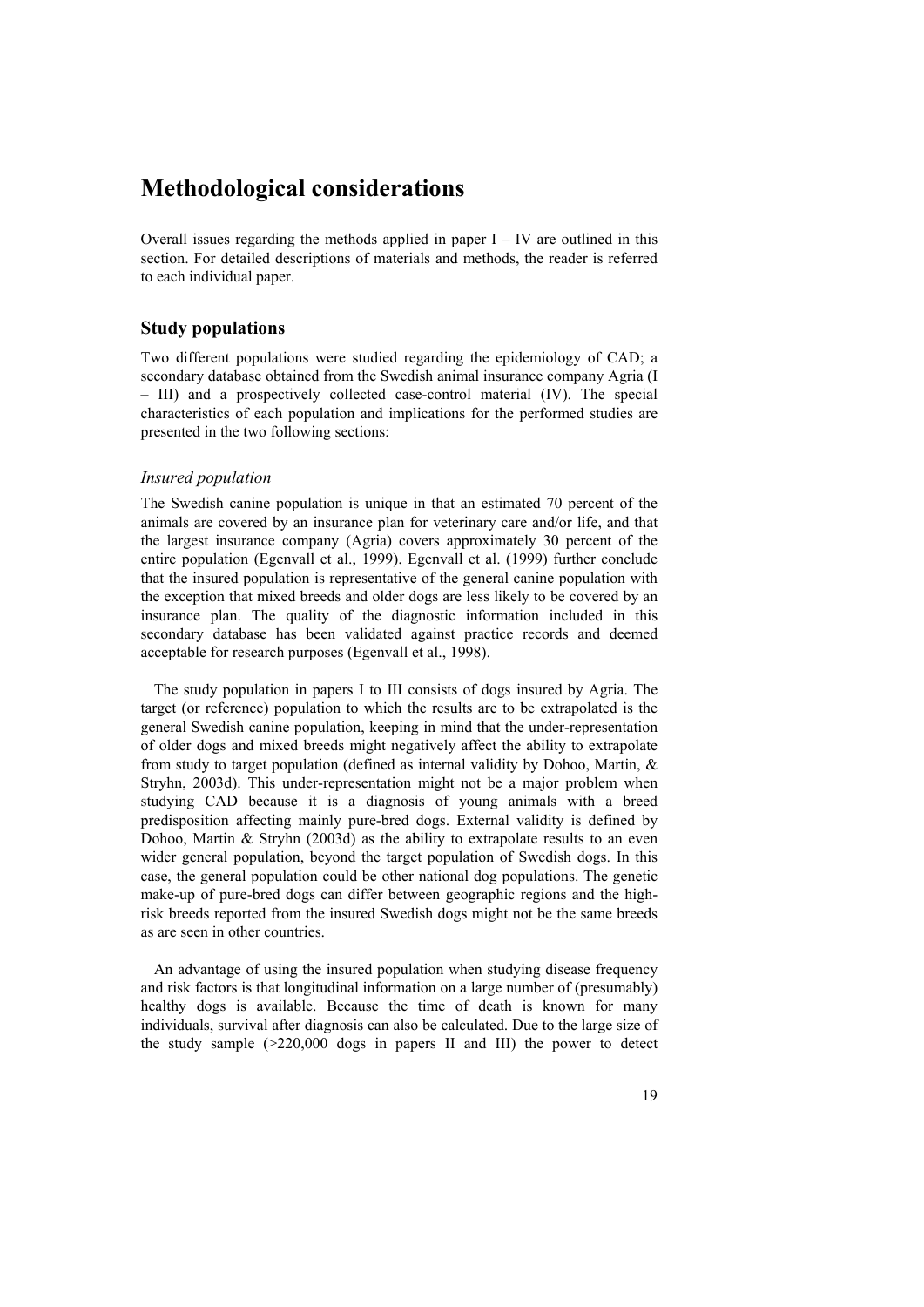# Methodological considerations

Overall issues regarding the methods applied in paper I – IV are outlined in this section. For detailed descriptions of materials and methods, the reader is referred to each individual paper.

## Study populations

Two different populations were studied regarding the epidemiology of CAD; a secondary database obtained from the Swedish animal insurance company Agria (I – III) and a prospectively collected case-control material (IV). The special characteristics of each population and implications for the performed studies are presented in the two following sections:

### *Insured population*

The Swedish canine population is unique in that an estimated 70 percent of the animals are covered by an insurance plan for veterinary care and/or life, and that the largest insurance company (Agria) covers approximately 30 percent of the entire population (Egenvall et al., 1999). Egenvall et al. (1999) further conclude that the insured population is representative of the general canine population with the exception that mixed breeds and older dogs are less likely to be covered by an insurance plan. The quality of the diagnostic information included in this secondary database has been validated against practice records and deemed acceptable for research purposes (Egenvall et al., 1998).

The study population in papers I to III consists of dogs insured by Agria. The target (or reference) population to which the results are to be extrapolated is the general Swedish canine population, keeping in mind that the under-representation of older dogs and mixed breeds might negatively affect the ability to extrapolate from study to target population (defined as internal validity by Dohoo, Martin, & Stryhn, 2003d). This under-representation might not be a major problem when studying CAD because it is a diagnosis of young animals with a breed predisposition affecting mainly pure-bred dogs. External validity is defined by Dohoo, Martin & Stryhn (2003d) as the ability to extrapolate results to an even wider general population, beyond the target population of Swedish dogs. In this case, the general population could be other national dog populations. The genetic make-up of pure-bred dogs can differ between geographic regions and the high-risk breeds reported from the insured Swedish dogs might not be the same breeds as are seen in other countries.

An advantage of using the insured population when studying disease frequency and risk factors is that longitudinal information on a large number of (presumably) healthy dogs is available. Because the time of death is known for many individuals, survival after diagnosis can also be calculated. Due to the large size of the study sample (>220,000 dogs in papers II and III) the power to detect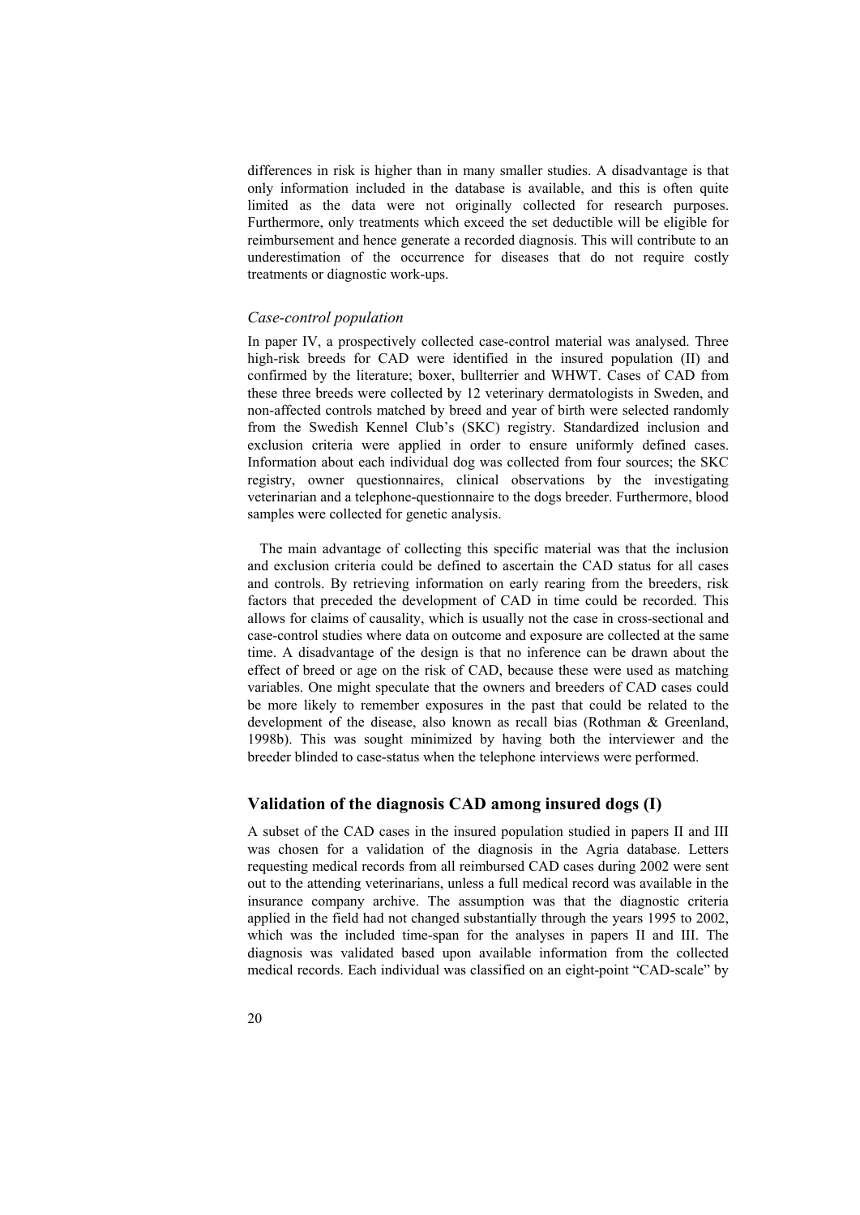differences in risk is higher than in many smaller studies. A disadvantage is that only information included in the database is available, and this is often quite limited as the data were not originally collected for research purposes. Furthermore, only treatments which exceed the set deductible will be eligible for reimbursement and hence generate a recorded diagnosis. This will contribute to an underestimation of the occurrence for diseases that do not require costly treatments or diagnostic work-ups.

### *Case-control population*

In paper IV, a prospectively collected case-control material was analysed. Three high-risk breeds for CAD were identified in the insured population (II) and confirmed by the literature; boxer, bullterrier and WHWT. Cases of CAD from these three breeds were collected by 12 veterinary dermatologists in Sweden, and non-affected controls matched by breed and year of birth were selected randomly from the Swedish Kennel Club's (SKC) registry. Standardized inclusion and exclusion criteria were applied in order to ensure uniformly defined cases. Information about each individual dog was collected from four sources; the SKC registry, owner questionnaires, clinical observations by the investigating veterinarian and a telephone-questionnaire to the dogs breeder. Furthermore, blood samples were collected for genetic analysis.

The main advantage of collecting this specific material was that the inclusion and exclusion criteria could be defined to ascertain the CAD status for all cases and controls. By retrieving information on early rearing from the breeders, risk factors that preceded the development of CAD in time could be recorded. This allows for claims of causality, which is usually not the case in cross-sectional and case-control studies where data on outcome and exposure are collected at the same time. A disadvantage of the design is that no inference can be drawn about the effect of breed or age on the risk of CAD, because these were used as matching variables. One might speculate that the owners and breeders of CAD cases could be more likely to remember exposures in the past that could be related to the development of the disease, also known as recall bias (Rothman & Greenland, 1998b). This was sought minimized by having both the interviewer and the breeder blinded to case-status when the telephone interviews were performed.

## Validation of the diagnosis CAD among insured dogs (I)

A subset of the CAD cases in the insured population studied in papers II and III was chosen for a validation of the diagnosis in the Agria database. Letters requesting medical records from all reimbursed CAD cases during 2002 were sent out to the attending veterinarians, unless a full medical record was available in the insurance company archive. The assumption was that the diagnostic criteria applied in the field had not changed substantially through the years 1995 to 2002, which was the included time-span for the analyses in papers II and III. The diagnosis was validated based upon available information from the collected medical records. Each individual was classified on an eight-point "CAD-scale" by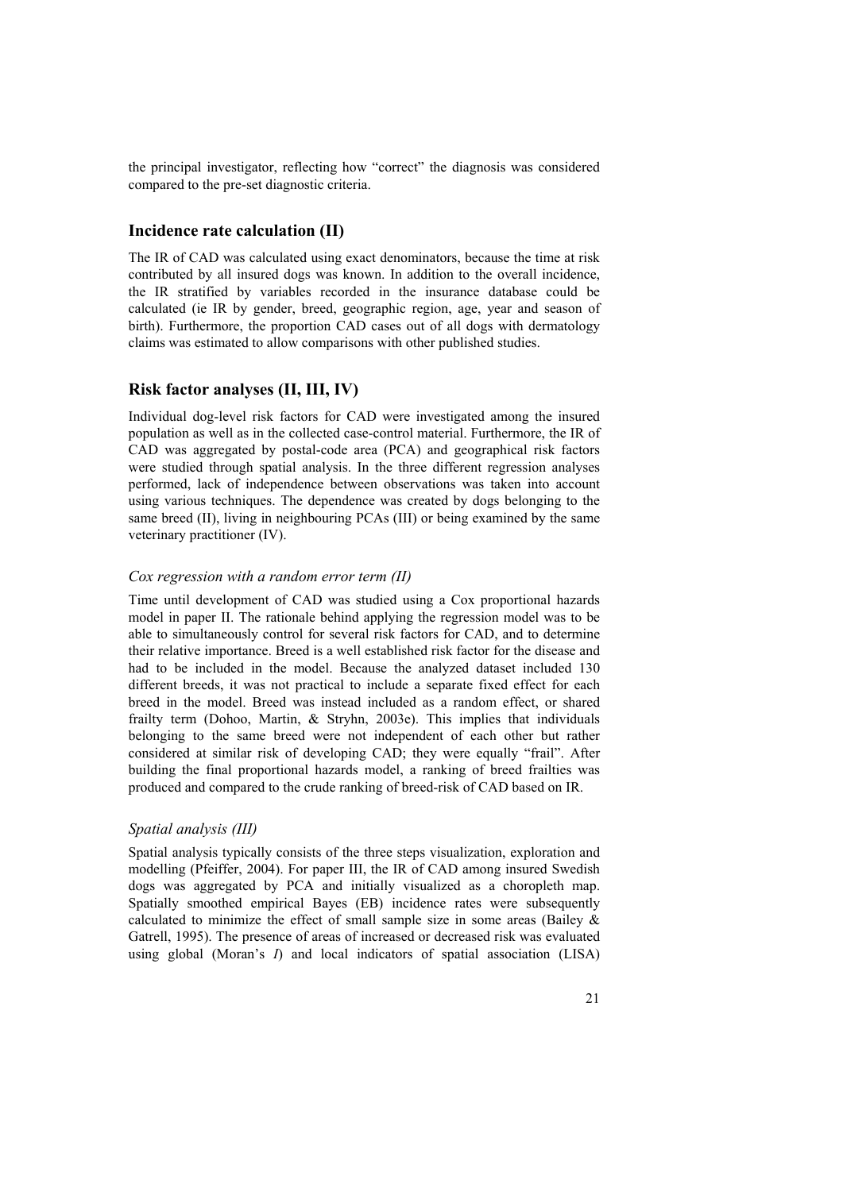the principal investigator, reflecting how "correct" the diagnosis was considered compared to the pre-set diagnostic criteria.

## Incidence rate calculation (II)

The IR of CAD was calculated using exact denominators, because the time at risk contributed by all insured dogs was known. In addition to the overall incidence, the IR stratified by variables recorded in the insurance database could be calculated (ie IR by gender, breed, geographic region, age, year and season of birth). Furthermore, the proportion CAD cases out of all dogs with dermatology claims was estimated to allow comparisons with other published studies.

## Risk factor analyses (II, III, IV)

Individual dog-level risk factors for CAD were investigated among the insured population as well as in the collected case-control material. Furthermore, the IR of CAD was aggregated by postal-code area (PCA) and geographical risk factors were studied through spatial analysis. In the three different regression analyses performed, lack of independence between observations was taken into account using various techniques. The dependence was created by dogs belonging to the same breed (II), living in neighbouring PCAs (III) or being examined by the same veterinary practitioner (IV).

### *Cox regression with a random error term (II)*

Time until development of CAD was studied using a Cox proportional hazards model in paper II. The rationale behind applying the regression model was to be able to simultaneously control for several risk factors for CAD, and to determine their relative importance. Breed is a well established risk factor for the disease and had to be included in the model. Because the analyzed dataset included 130 different breeds, it was not practical to include a separate fixed effect for each breed in the model. Breed was instead included as a random effect, or shared frailty term (Dohoo, Martin, & Stryhn, 2003e). This implies that individuals belonging to the same breed were not independent of each other but rather considered at similar risk of developing CAD; they were equally "frail". After building the final proportional hazards model, a ranking of breed frailties was produced and compared to the crude ranking of breed-risk of CAD based on IR.

### *Spatial analysis (III)*

Spatial analysis typically consists of the three steps visualization, exploration and modelling (Pfeiffer, 2004). For paper III, the IR of CAD among insured Swedish dogs was aggregated by PCA and initially visualized as a choropleth map. Spatially smoothed empirical Bayes (EB) incidence rates were subsequently calculated to minimize the effect of small sample size in some areas (Bailey & Gatrell, 1995). The presence of areas of increased or decreased risk was evaluated using global (Moran's *I*) and local indicators of spatial association (LISA)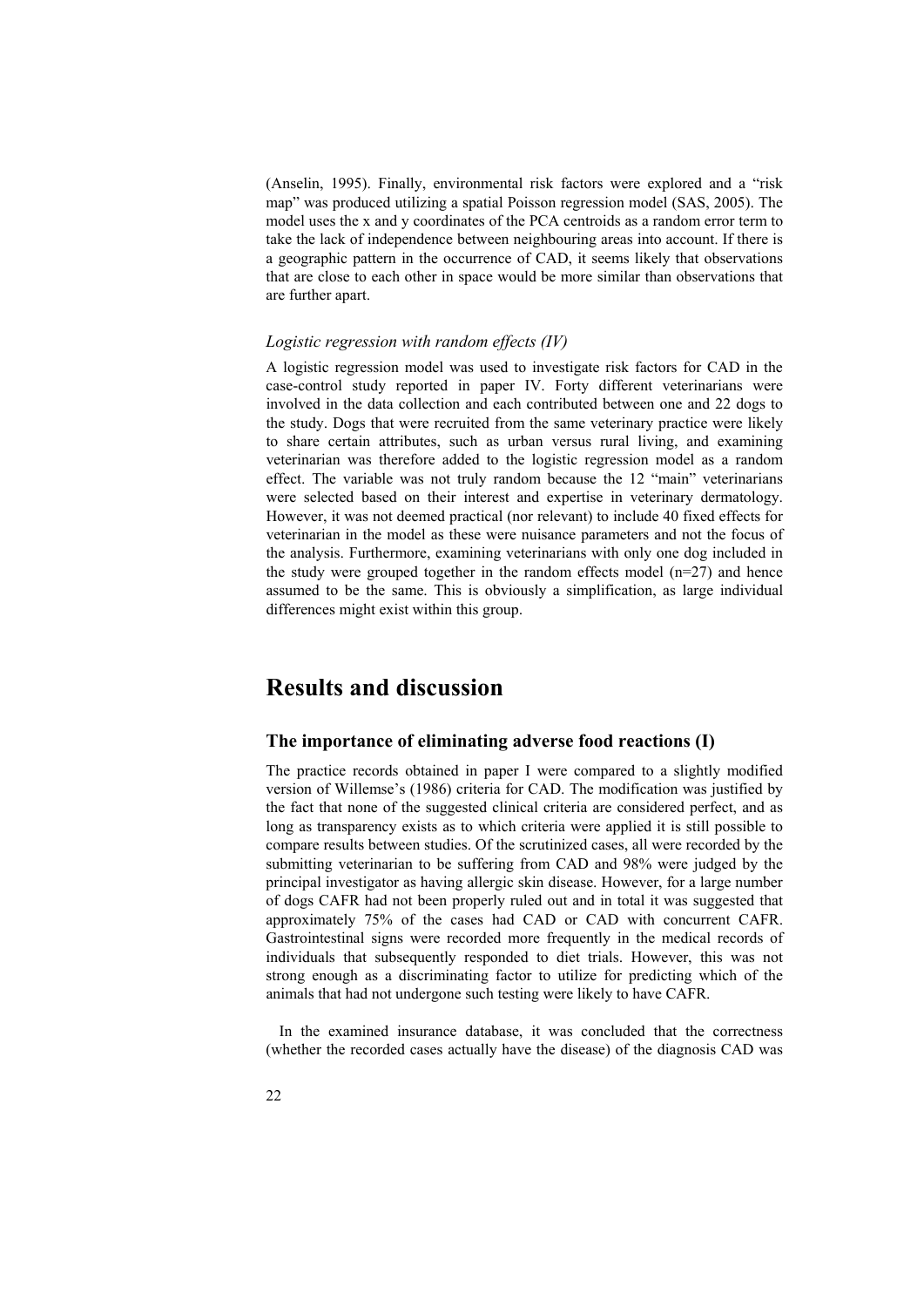(Anselin, 1995). Finally, environmental risk factors were explored and a "risk map" was produced utilizing a spatial Poisson regression model (SAS, 2005). The model uses the x and y coordinates of the PCA centroids as a random error term to take the lack of independence between neighbouring areas into account. If there is a geographic pattern in the occurrence of CAD, it seems likely that observations that are close to each other in space would be more similar than observations that are further apart.

### *Logistic regression with random effects (IV)*

A logistic regression model was used to investigate risk factors for CAD in the case-control study reported in paper IV. Forty different veterinarians were involved in the data collection and each contributed between one and 22 dogs to the study. Dogs that were recruited from the same veterinary practice were likely to share certain attributes, such as urban versus rural living, and examining veterinarian was therefore added to the logistic regression model as a random effect. The variable was not truly random because the 12 "main" veterinarians were selected based on their interest and expertise in veterinary dermatology. However, it was not deemed practical (nor relevant) to include 40 fixed effects for veterinarian in the model as these were nuisance parameters and not the focus of the analysis. Furthermore, examining veterinarians with only one dog included in the study were grouped together in the random effects model (n=27) and hence assumed to be the same. This is obviously a simplification, as large individual differences might exist within this group.

# Results and discussion

## The importance of eliminating adverse food reactions (I)

The practice records obtained in paper I were compared to a slightly modified version of Willemse's (1986) criteria for CAD. The modification was justified by the fact that none of the suggested clinical criteria are considered perfect, and as long as transparency exists as to which criteria were applied it is still possible to compare results between studies. Of the scrutinized cases, all were recorded by the submitting veterinarian to be suffering from CAD and 98% were judged by the principal investigator as having allergic skin disease. However, for a large number of dogs CAFR had not been properly ruled out and in total it was suggested that approximately 75% of the cases had CAD or CAD with concurrent CAFR. Gastrointestinal signs were recorded more frequently in the medical records of individuals that subsequently responded to diet trials. However, this was not strong enough as a discriminating factor to utilize for predicting which of the animals that had not undergone such testing were likely to have CAFR.

In the examined insurance database, it was concluded that the correctness (whether the recorded cases actually have the disease) of the diagnosis CAD was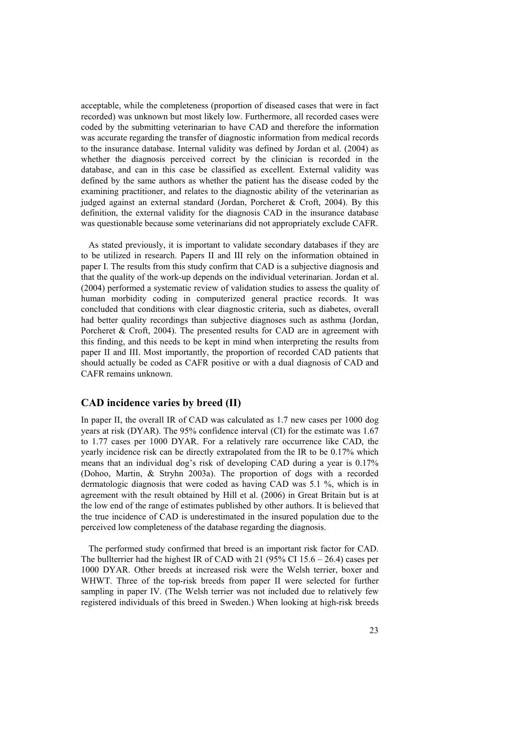acceptable, while the completeness (proportion of diseased cases that were in fact recorded) was unknown but most likely low. Furthermore, all recorded cases were coded by the submitting veterinarian to have CAD and therefore the information was accurate regarding the transfer of diagnostic information from medical records to the insurance database. Internal validity was defined by Jordan et al. (2004) as whether the diagnosis perceived correct by the clinician is recorded in the database, and can in this case be classified as excellent. External validity was defined by the same authors as whether the patient has the disease coded by the examining practitioner, and relates to the diagnostic ability of the veterinarian as judged against an external standard (Jordan, Porcheret & Croft, 2004). By this definition, the external validity for the diagnosis CAD in the insurance database was questionable because some veterinarians did not appropriately exclude CAFR.

As stated previously, it is important to validate secondary databases if they are to be utilized in research. Papers II and III rely on the information obtained in paper I. The results from this study confirm that CAD is a subjective diagnosis and that the quality of the work-up depends on the individual veterinarian. Jordan et al. (2004) performed a systematic review of validation studies to assess the quality of human morbidity coding in computerized general practice records. It was concluded that conditions with clear diagnostic criteria, such as diabetes, overall had better quality recordings than subjective diagnoses such as asthma (Jordan, Porcheret & Croft, 2004). The presented results for CAD are in agreement with this finding, and this needs to be kept in mind when interpreting the results from paper II and III. Most importantly, the proportion of recorded CAD patients that should actually be coded as CAFR positive or with a dual diagnosis of CAD and CAFR remains unknown.

## CAD incidence varies by breed (II)

In paper II, the overall IR of CAD was calculated as 1.7 new cases per 1000 dog years at risk (DYAR). The 95% confidence interval (CI) for the estimate was 1.67 to 1.77 cases per 1000 DYAR. For a relatively rare occurrence like CAD, the yearly incidence risk can be directly extrapolated from the IR to be 0.17% which means that an individual dog's risk of developing CAD during a year is 0.17% (Dohoo, Martin, & Stryhn 2003a). The proportion of dogs with a recorded dermatologic diagnosis that were coded as having CAD was 5.1 %, which is in agreement with the result obtained by Hill et al. (2006) in Great Britain but is at the low end of the range of estimates published by other authors. It is believed that the true incidence of CAD is underestimated in the insured population due to the perceived low completeness of the database regarding the diagnosis.

The performed study confirmed that breed is an important risk factor for CAD. The bullterrier had the highest IR of CAD with 21 (95% CI 15.6 – 26.4) cases per 1000 DYAR. Other breeds at increased risk were the Welsh terrier, boxer and WHWT. Three of the top-risk breeds from paper II were selected for further sampling in paper IV. (The Welsh terrier was not included due to relatively few registered individuals of this breed in Sweden.) When looking at high-risk breeds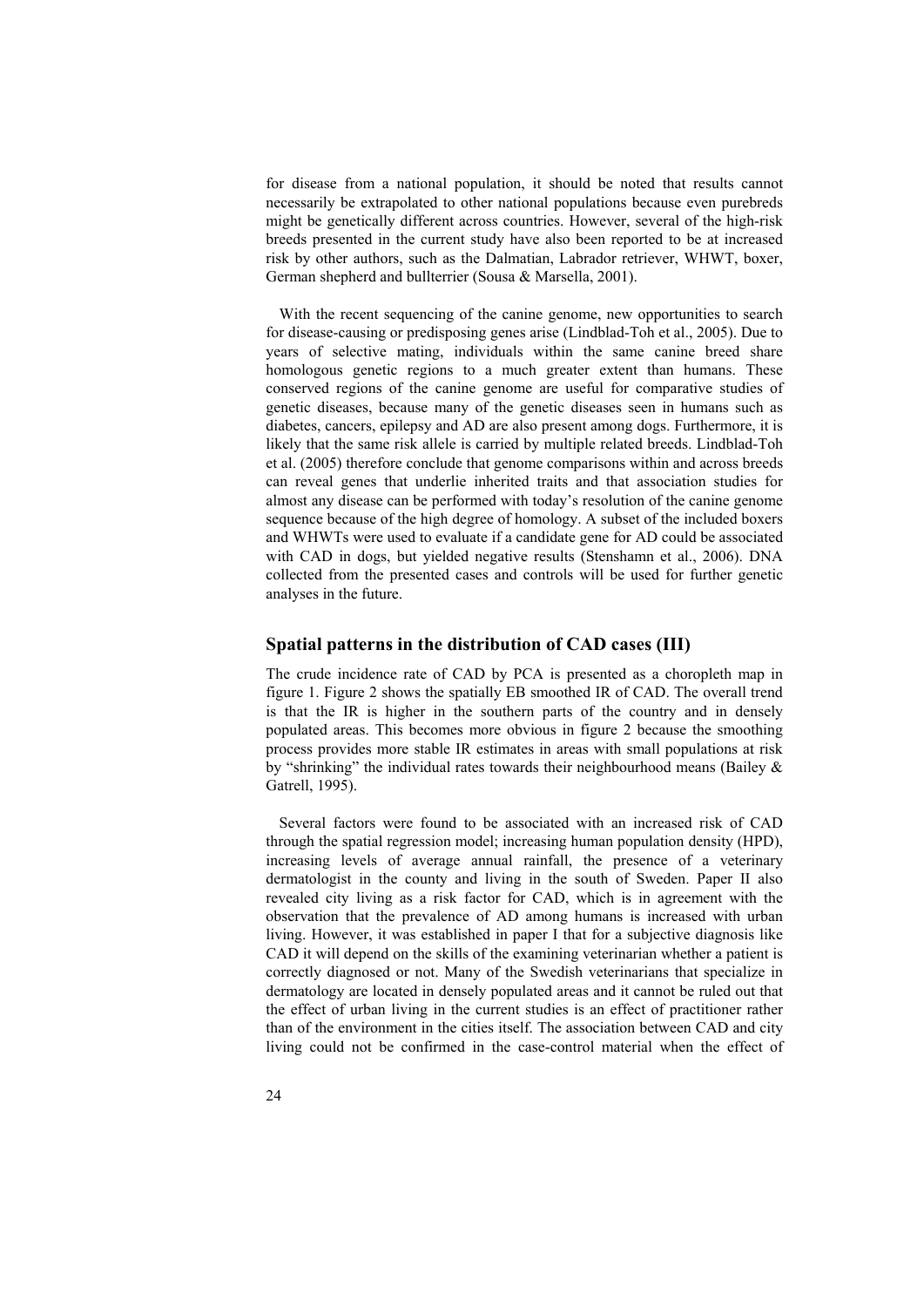for disease from a national population, it should be noted that results cannot necessarily be extrapolated to other national populations because even purebreds might be genetically different across countries. However, several of the high-risk breeds presented in the current study have also been reported to be at increased risk by other authors, such as the Dalmatian, Labrador retriever, WHWT, boxer, German shepherd and bullterrier (Sousa & Marsella, 2001).

With the recent sequencing of the canine genome, new opportunities to search for disease-causing or predisposing genes arise (Lindblad-Toh et al., 2005). Due to years of selective mating, individuals within the same canine breed share homologous genetic regions to a much greater extent than humans. These conserved regions of the canine genome are useful for comparative studies of genetic diseases, because many of the genetic diseases seen in humans such as diabetes, cancers, epilepsy and AD are also present among dogs. Furthermore, it is likely that the same risk allele is carried by multiple related breeds. Lindblad-Toh et al. (2005) therefore conclude that genome comparisons within and across breeds can reveal genes that underlie inherited traits and that association studies for almost any disease can be performed with today's resolution of the canine genome sequence because of the high degree of homology. A subset of the included boxers and WHWTs were used to evaluate if a candidate gene for AD could be associated with CAD in dogs, but yielded negative results (Stenshamn et al., 2006). DNA collected from the presented cases and controls will be used for further genetic analyses in the future.

## Spatial patterns in the distribution of CAD cases (III)

The crude incidence rate of CAD by PCA is presented as a choropleth map in figure 1. Figure 2 shows the spatially EB smoothed IR of CAD. The overall trend is that the IR is higher in the southern parts of the country and in densely populated areas. This becomes more obvious in figure 2 because the smoothing process provides more stable IR estimates in areas with small populations at risk by "shrinking" the individual rates towards their neighbourhood means (Bailey & Gatrell, 1995).

Several factors were found to be associated with an increased risk of CAD through the spatial regression model; increasing human population density (HPD), increasing levels of average annual rainfall, the presence of a veterinary dermatologist in the county and living in the south of Sweden. Paper II also revealed city living as a risk factor for CAD, which is in agreement with the observation that the prevalence of AD among humans is increased with urban living. However, it was established in paper I that for a subjective diagnosis like CAD it will depend on the skills of the examining veterinarian whether a patient is correctly diagnosed or not. Many of the Swedish veterinarians that specialize in dermatology are located in densely populated areas and it cannot be ruled out that the effect of urban living in the current studies is an effect of practitioner rather than of the environment in the cities itself. The association between CAD and city living could not be confirmed in the case-control material when the effect of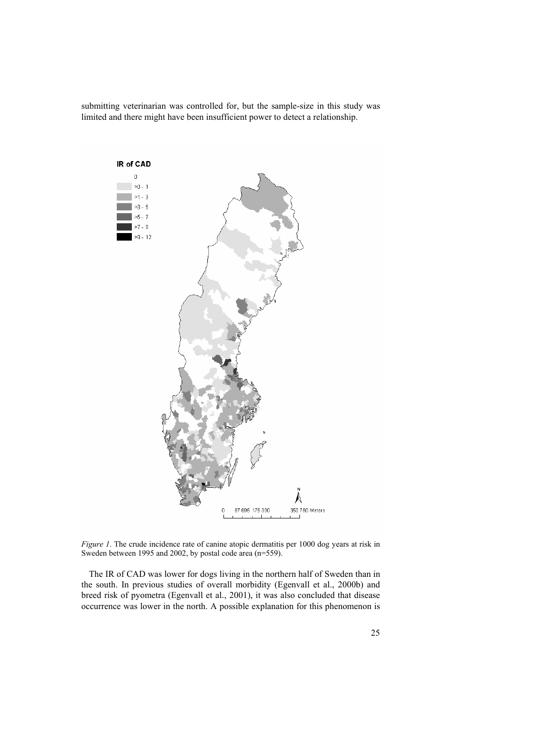submitting veterinarian was controlled for, but the sample-size in this study was limited and there might have been insufficient power to detect a relationship.

*Figure 1*. The crude incidence rate of canine atopic dermatitis per 1000 dog years at risk in Sweden between 1995 and 2002, by postal code area (n=559).

The IR of CAD was lower for dogs living in the northern half of Sweden than in the south. In previous studies of overall morbidity (Egenvall et al., 2000b) and breed risk of pyometra (Egenvall et al., 2001), it was also concluded that disease occurrence was lower in the north. A possible explanation for this phenomenon is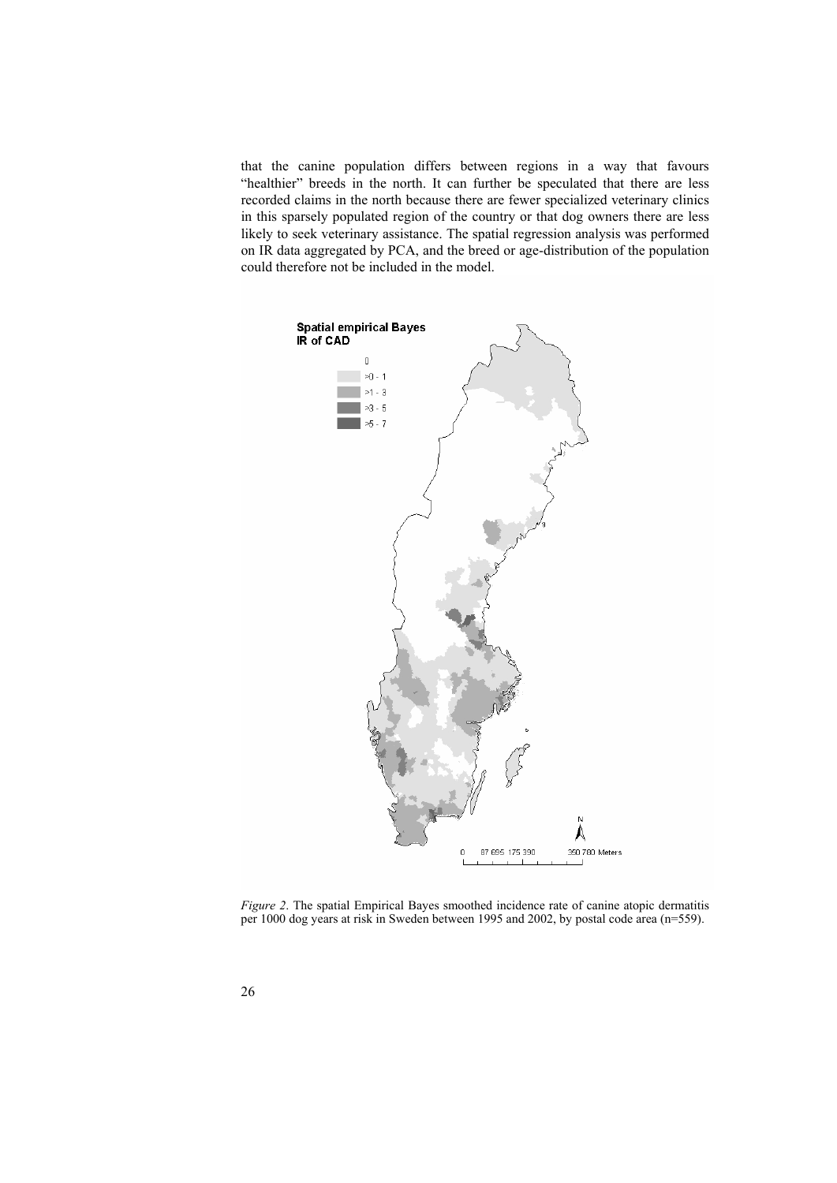that the canine population differs between regions in a way that favours "healthier" breeds in the north. It can further be speculated that there are less recorded claims in the north because there are fewer specialized veterinary clinics in this sparsely populated region of the country or that dog owners there are less likely to seek veterinary assistance. The spatial regression analysis was performed on IR data aggregated by PCA, and the breed or age-distribution of the population could therefore not be included in the model.

*Figure 2*. The spatial Empirical Bayes smoothed incidence rate of canine atopic dermatitis per 1000 dog years at risk in Sweden between 1995 and 2002, by postal code area (n=559).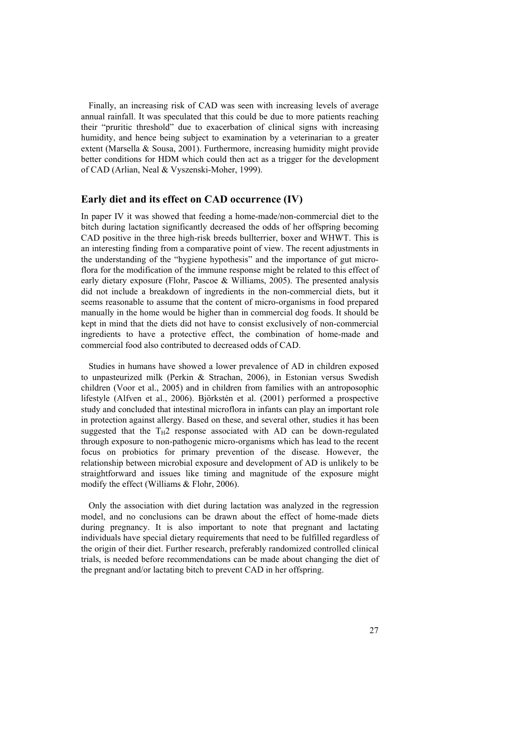Finally, an increasing risk of CAD was seen with increasing levels of average annual rainfall. It was speculated that this could be due to more patients reaching their "pruritic threshold" due to exacerbation of clinical signs with increasing humidity, and hence being subject to examination by a veterinarian to a greater extent (Marsella & Sousa, 2001). Furthermore, increasing humidity might provide better conditions for HDM which could then act as a trigger for the development of CAD (Arlian, Neal & Vyszenski-Moher, 1999).

## Early diet and its effect on CAD occurrence (IV)

In paper IV it was showed that feeding a home-made/non-commercial diet to the bitch during lactation significantly decreased the odds of her offspring becoming CAD positive in the three high-risk breeds bullterrier, boxer and WHWT. This is an interesting finding from a comparative point of view. The recent adjustments in the understanding of the "hygiene hypothesis" and the importance of gut microflora for the modification of the immune response might be related to this effect of early dietary exposure (Flohr, Pascoe & Williams, 2005). The presented analysis did not include a breakdown of ingredients in the non-commercial diets, but it seems reasonable to assume that the content of micro-organisms in food prepared manually in the home would be higher than in commercial dog foods. It should be kept in mind that the diets did not have to consist exclusively of non-commercial ingredients to have a protective effect, the combination of home-made and commercial food also contributed to decreased odds of CAD.

Studies in humans have showed a lower prevalence of AD in children exposed to unpasteurized milk (Perkin & Strachan, 2006), in Estonian versus Swedish children (Voor et al., 2005) and in children from families with an antroposophic lifestyle (Alfven et al., 2006). Björkstén et al. (2001) performed a prospective study and concluded that intestinal microflora in infants can play an important role in protection against allergy. Based on these, and several other, studies it has been suggested that the $T_H2$ response associated with AD can be down-regulated through exposure to non-pathogenic micro-organisms which has lead to the recent focus on probiotics for primary prevention of the disease. However, the relationship between microbial exposure and development of AD is unlikely to be straightforward and issues like timing and magnitude of the exposure might modify the effect (Williams & Flohr, 2006).

Only the association with diet during lactation was analyzed in the regression model, and no conclusions can be drawn about the effect of home-made diets during pregnancy. It is also important to note that pregnant and lactating individuals have special dietary requirements that need to be fulfilled regardless of the origin of their diet. Further research, preferably randomized controlled clinical trials, is needed before recommendations can be made about changing the diet of the pregnant and/or lactating bitch to prevent CAD in her offspring.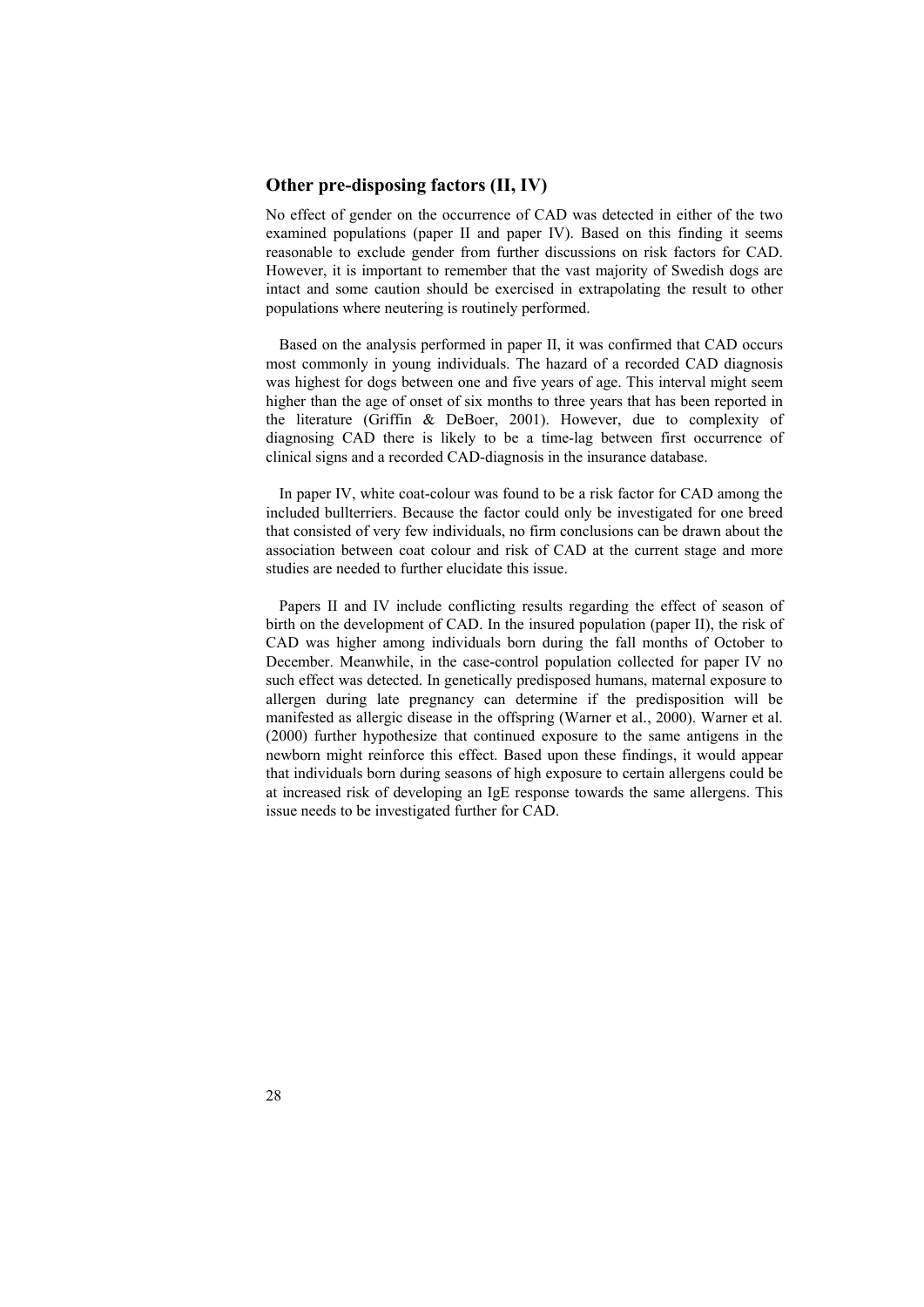## Other pre-disposing factors (II, IV)

No effect of gender on the occurrence of CAD was detected in either of the two examined populations (paper II and paper IV). Based on this finding it seems reasonable to exclude gender from further discussions on risk factors for CAD. However, it is important to remember that the vast majority of Swedish dogs are intact and some caution should be exercised in extrapolating the result to other populations where neutering is routinely performed.

Based on the analysis performed in paper II, it was confirmed that CAD occurs most commonly in young individuals. The hazard of a recorded CAD diagnosis was highest for dogs between one and five years of age. This interval might seem higher than the age of onset of six months to three years that has been reported in the literature (Griffin & DeBoer, 2001). However, due to complexity of diagnosing CAD there is likely to be a time-lag between first occurrence of clinical signs and a recorded CAD-diagnosis in the insurance database.

In paper IV, white coat-colour was found to be a risk factor for CAD among the included bullterriers. Because the factor could only be investigated for one breed that consisted of very few individuals, no firm conclusions can be drawn about the association between coat colour and risk of CAD at the current stage and more studies are needed to further elucidate this issue.

Papers II and IV include conflicting results regarding the effect of season of birth on the development of CAD. In the insured population (paper II), the risk of CAD was higher among individuals born during the fall months of October to December. Meanwhile, in the case-control population collected for paper IV no such effect was detected. In genetically predisposed humans, maternal exposure to allergen during late pregnancy can determine if the predisposition will be manifested as allergic disease in the offspring (Warner et al., 2000). Warner et al. (2000) further hypothesize that continued exposure to the same antigens in the newborn might reinforce this effect. Based upon these findings, it would appear that individuals born during seasons of high exposure to certain allergens could be at increased risk of developing an IgE response towards the same allergens. This issue needs to be investigated further for CAD.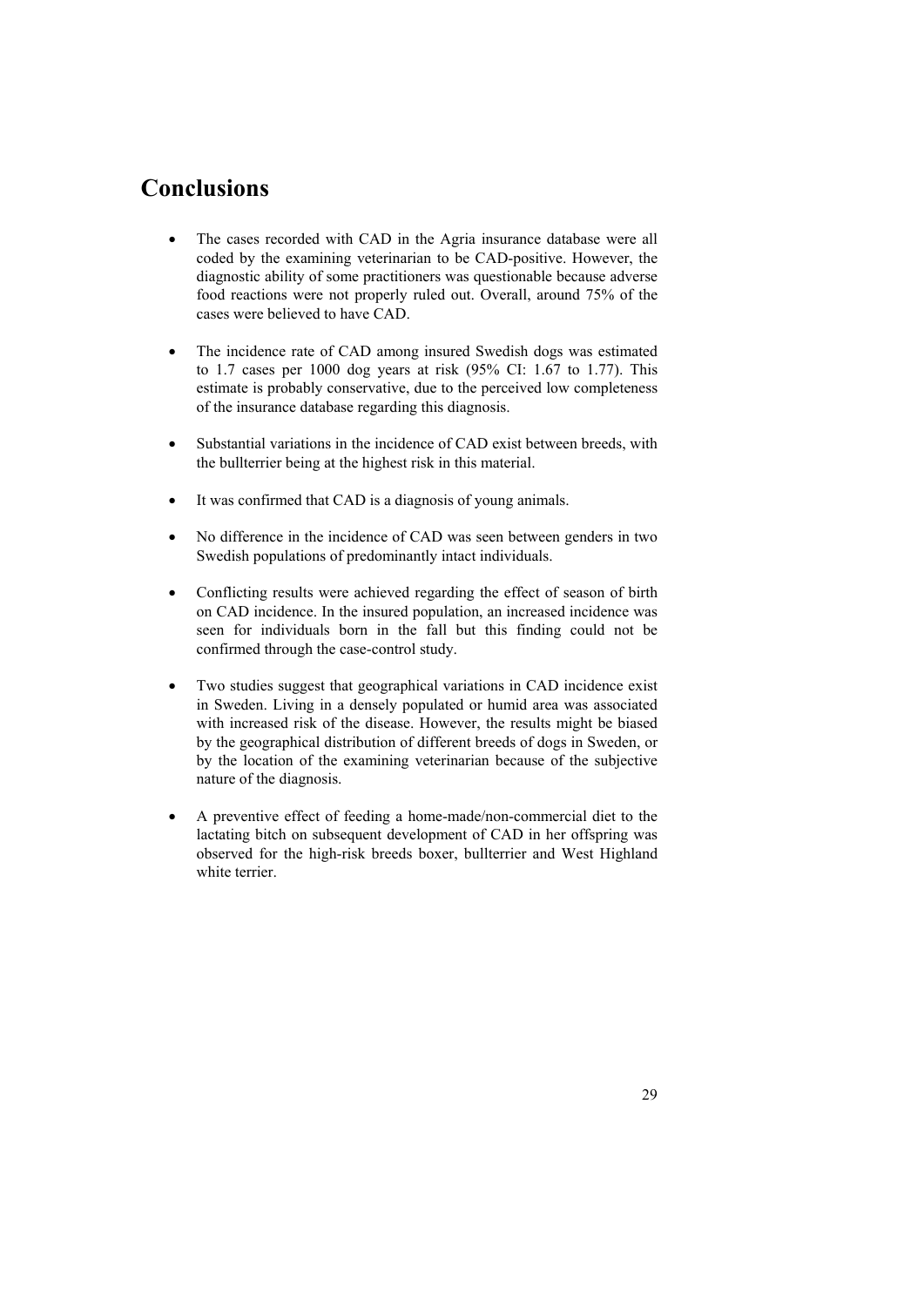# Conclusions

- The cases recorded with CAD in the Agria insurance database were all coded by the examining veterinarian to be CAD-positive. However, the diagnostic ability of some practitioners was questionable because adverse food reactions were not properly ruled out. Overall, around 75% of the cases were believed to have CAD.
- The incidence rate of CAD among insured Swedish dogs was estimated to 1.7 cases per 1000 dog years at risk (95% CI: 1.67 to 1.77). This estimate is probably conservative, due to the perceived low completeness of the insurance database regarding this diagnosis.
- Substantial variations in the incidence of CAD exist between breeds, with the bullterrier being at the highest risk in this material.
- It was confirmed that CAD is a diagnosis of young animals.
- No difference in the incidence of CAD was seen between genders in two Swedish populations of predominantly intact individuals.
- Conflicting results were achieved regarding the effect of season of birth on CAD incidence. In the insured population, an increased incidence was seen for individuals born in the fall but this finding could not be confirmed through the case-control study.
- Two studies suggest that geographical variations in CAD incidence exist in Sweden. Living in a densely populated or humid area was associated with increased risk of the disease. However, the results might be biased by the geographical distribution of different breeds of dogs in Sweden, or by the location of the examining veterinarian because of the subjective nature of the diagnosis.
- A preventive effect of feeding a home-made/non-commercial diet to the lactating bitch on subsequent development of CAD in her offspring was observed for the high-risk breeds boxer, bullterrier and West Highland white terrier.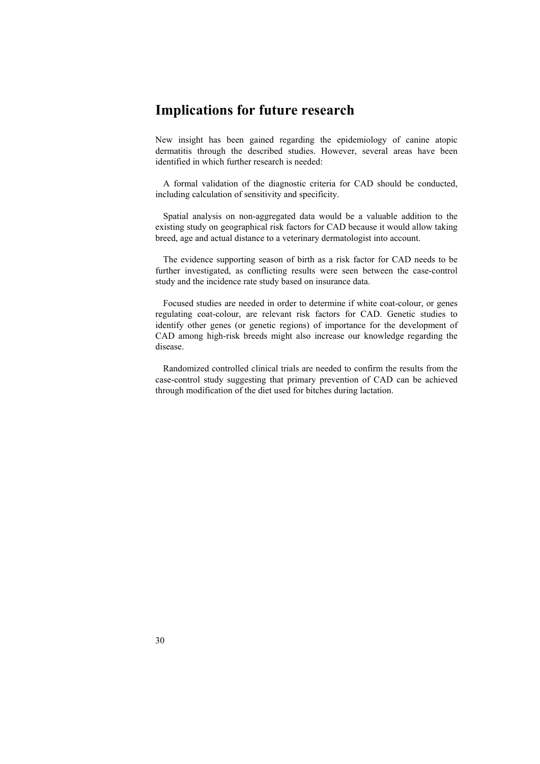# Implications for future research

New insight has been gained regarding the epidemiology of canine atopic dermatitis through the described studies. However, several areas have been identified in which further research is needed:

A formal validation of the diagnostic criteria for CAD should be conducted, including calculation of sensitivity and specificity.

Spatial analysis on non-aggregated data would be a valuable addition to the existing study on geographical risk factors for CAD because it would allow taking breed, age and actual distance to a veterinary dermatologist into account.

The evidence supporting season of birth as a risk factor for CAD needs to be further investigated, as conflicting results were seen between the case-control study and the incidence rate study based on insurance data.

Focused studies are needed in order to determine if white coat-colour, or genes regulating coat-colour, are relevant risk factors for CAD. Genetic studies to identify other genes (or genetic regions) of importance for the development of CAD among high-risk breeds might also increase our knowledge regarding the disease.

Randomized controlled clinical trials are needed to confirm the results from the case-control study suggesting that primary prevention of CAD can be achieved through modification of the diet used for bitches during lactation.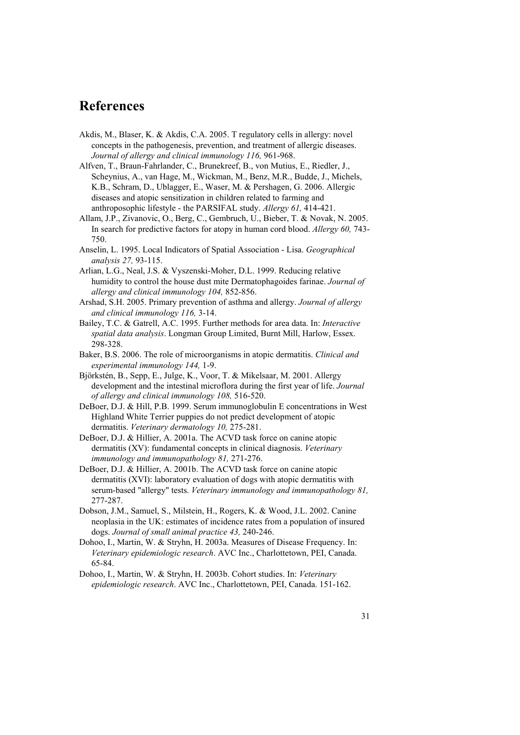# References

Akdis, M., Blaser, K. & Akdis, C.A. 2005. T regulatory cells in allergy: novel concepts in the pathogenesis, prevention, and treatment of allergic diseases. *Journal of allergy and clinical immunology 116,* 961-968.

Alfven, T., Braun-Fahrlander, C., Brunekreef, B., von Mutius, E., Riedler, J., Scheynius, A., van Hage, M., Wickman, M., Benz, M.R., Budde, J., Michels, K.B., Schram, D., Ublagger, E., Waser, M. & Pershagen, G. 2006. Allergic diseases and atopic sensitization in children related to farming and anthroposophic lifestyle - the PARSIFAL study. *Allergy 61,* 414-421.

Allam, J.P., Zivanovic, O., Berg, C., Gembruch, U., Bieber, T. & Novak, N. 2005. In search for predictive factors for atopy in human cord blood. *Allergy 60,* 743-750.

Anselin, L. 1995. Local Indicators of Spatial Association - Lisa. *Geographical analysis 27,* 93-115.

Arlian, L.G., Neal, J.S. & Vyszenski-Moher, D.L. 1999. Reducing relative humidity to control the house dust mite Dermatophagoides farinae. *Journal of allergy and clinical immunology 104,* 852-856.

Arshad, S.H. 2005. Primary prevention of asthma and allergy. *Journal of allergy and clinical immunology 116,* 3-14.

Bailey, T.C. & Gatrell, A.C. 1995. Further methods for area data. In: *Interactive spatial data analysis*. Longman Group Limited, Burnt Mill, Harlow, Essex. 298-328.

Baker, B.S. 2006. The role of microorganisms in atopic dermatitis. *Clinical and experimental immunology 144,* 1-9.

Björkstén, B., Sepp, E., Julge, K., Voor, T. & Mikelsaar, M. 2001. Allergy development and the intestinal microflora during the first year of life. *Journal of allergy and clinical immunology 108,* 516-520.

DeBoer, D.J. & Hill, P.B. 1999. Serum immunoglobulin E concentrations in West Highland White Terrier puppies do not predict development of atopic dermatitis. *Veterinary dermatology 10,* 275-281.

DeBoer, D.J. & Hillier, A. 2001a. The ACVD task force on canine atopic dermatitis (XV): fundamental concepts in clinical diagnosis. *Veterinary immunology and immunopathology 81,* 271-276.

DeBoer, D.J. & Hillier, A. 2001b. The ACVD task force on canine atopic dermatitis (XVI): laboratory evaluation of dogs with atopic dermatitis with serum-based "allergy" tests. *Veterinary immunology and immunopathology 81,* 277-287.

Dobson, J.M., Samuel, S., Milstein, H., Rogers, K. & Wood, J.L. 2002. Canine neoplasia in the UK: estimates of incidence rates from a population of insured dogs. *Journal of small animal practice 43,* 240-246.

Dohoo, I., Martin, W. & Stryhn, H. 2003a. Measures of Disease Frequency. In: *Veterinary epidemiologic research*. AVC Inc., Charlottetown, PEI, Canada. 65-84.

Dohoo, I., Martin, W. & Stryhn, H. 2003b. Cohort studies. In: *Veterinary epidemiologic research*. AVC Inc., Charlottetown, PEI, Canada. 151-162.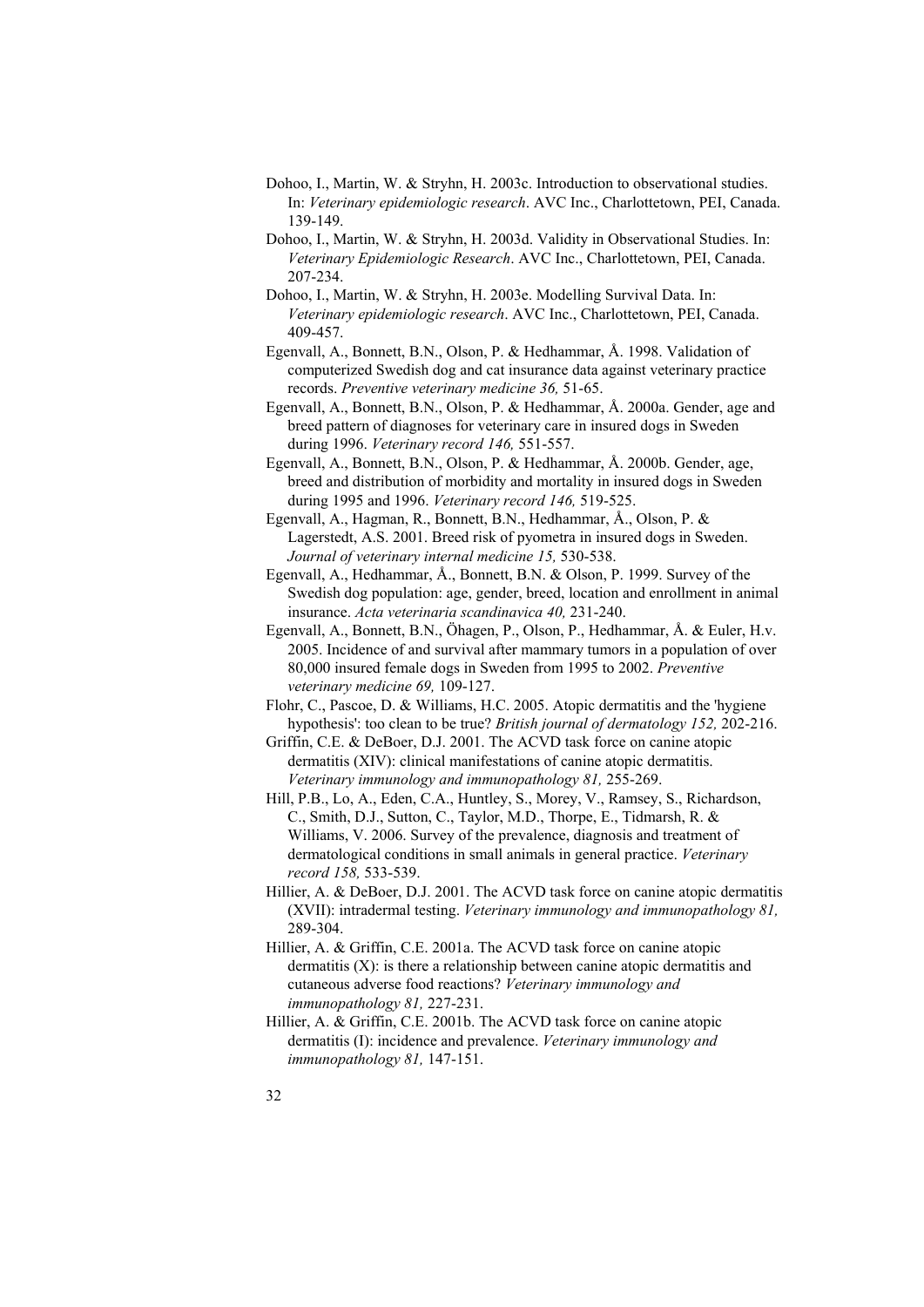Dohoo, I., Martin, W. & Stryhn, H. 2003c. Introduction to observational studies. In: *Veterinary epidemiologic research*. AVC Inc., Charlottetown, PEI, Canada. 139-149.

Dohoo, I., Martin, W. & Stryhn, H. 2003d. Validity in Observational Studies. In: *Veterinary Epidemiologic Research*. AVC Inc., Charlottetown, PEI, Canada. 207-234.

Dohoo, I., Martin, W. & Stryhn, H. 2003e. Modelling Survival Data. In: *Veterinary epidemiologic research*. AVC Inc., Charlottetown, PEI, Canada. 409-457.

Egenvall, A., Bonnett, B.N., Olson, P. & Hedhammar, Å. 1998. Validation of computerized Swedish dog and cat insurance data against veterinary practice records. *Preventive veterinary medicine 36,* 51-65.

Egenvall, A., Bonnett, B.N., Olson, P. & Hedhammar, Å. 2000a. Gender, age and breed pattern of diagnoses for veterinary care in insured dogs in Sweden during 1996. *Veterinary record 146,* 551-557.

Egenvall, A., Bonnett, B.N., Olson, P. & Hedhammar, Å. 2000b. Gender, age, breed and distribution of morbidity and mortality in insured dogs in Sweden during 1995 and 1996. *Veterinary record 146,* 519-525.

Egenvall, A., Hagman, R., Bonnett, B.N., Hedhammar, Å., Olson, P. & Lagerstedt, A.S. 2001. Breed risk of pyometra in insured dogs in Sweden. *Journal of veterinary internal medicine 15,* 530-538.

Egenvall, A., Hedhammar, Å., Bonnett, B.N. & Olson, P. 1999. Survey of the Swedish dog population: age, gender, breed, location and enrollment in animal insurance. *Acta veterinaria scandinavica 40,* 231-240.

Egenvall, A., Bonnett, B.N., Öhagen, P., Olson, P., Hedhammar, Å. & Euler, H.v. 2005. Incidence of and survival after mammary tumors in a population of over 80,000 insured female dogs in Sweden from 1995 to 2002. *Preventive veterinary medicine 69,* 109-127.

Flohr, C., Pascoe, D. & Williams, H.C. 2005. Atopic dermatitis and the 'hygiene hypothesis': too clean to be true? *British journal of dermatology 152,* 202-216.

Griffin, C.E. & DeBoer, D.J. 2001. The ACVD task force on canine atopic dermatitis (XIV): clinical manifestations of canine atopic dermatitis. *Veterinary immunology and immunopathology 81,* 255-269.

Hill, P.B., Lo, A., Eden, C.A., Huntley, S., Morey, V., Ramsey, S., Richardson, C., Smith, D.J., Sutton, C., Taylor, M.D., Thorpe, E., Tidmarsh, R. & Williams, V. 2006. Survey of the prevalence, diagnosis and treatment of dermatological conditions in small animals in general practice. *Veterinary record 158,* 533-539.

Hillier, A. & DeBoer, D.J. 2001. The ACVD task force on canine atopic dermatitis (XVII): intradermal testing. *Veterinary immunology and immunopathology 81,* 289-304.

Hillier, A. & Griffin, C.E. 2001a. The ACVD task force on canine atopic dermatitis (X): is there a relationship between canine atopic dermatitis and cutaneous adverse food reactions? *Veterinary immunology and immunopathology 81,* 227-231.

Hillier, A. & Griffin, C.E. 2001b. The ACVD task force on canine atopic dermatitis (I): incidence and prevalence. *Veterinary immunology and immunopathology 81,* 147-151.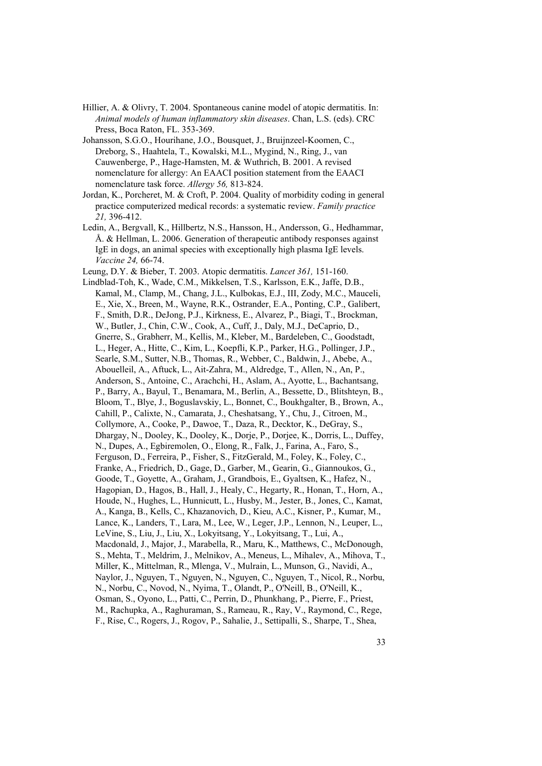Hillier, A. & Olivry, T. 2004. Spontaneous canine model of atopic dermatitis. In: *Animal models of human inflammatory skin diseases*. Chan, L.S. (eds). CRC Press, Boca Raton, FL. 353-369.

Johansson, S.G.O., Hourihane, J.O., Bousquet, J., Bruijnzeel-Koomen, C., Dreborg, S., Haahtela, T., Kowalski, M.L., Mygind, N., Ring, J., van Cauwenberge, P., Hage-Hamsten, M. & Wuthrich, B. 2001. A revised nomenclature for allergy: An EAACI position statement from the EAACI nomenclature task force. *Allergy 56,* 813-824.

Jordan, K., Porcheret, M. & Croft, P. 2004. Quality of morbidity coding in general practice computerized medical records: a systematic review. *Family practice 21,* 396-412.

Ledin, A., Bergvall, K., Hillbertz, N.S., Hansson, H., Andersson, G., Hedhammar, Å. & Hellman, L. 2006. Generation of therapeutic antibody responses against IgE in dogs, an animal species with exceptionally high plasma IgE levels. *Vaccine 24,* 66-74.

Leung, D.Y. & Bieber, T. 2003. Atopic dermatitis. *Lancet 361,* 151-160.

Lindblad-Toh, K., Wade, C.M., Mikkelsen, T.S., Karlsson, E.K., Jaffe, D.B., Kamal, M., Clamp, M., Chang, J.L., Kulbokas, E.J., III, Zody, M.C., Mauceli, E., Xie, X., Breen, M., Wayne, R.K., Ostrander, E.A., Ponting, C.P., Galibert, F., Smith, D.R., DeJong, P.J., Kirkness, E., Alvarez, P., Biagi, T., Brockman, W., Butler, J., Chin, C.W., Cook, A., Cuff, J., Daly, M.J., DeCaprio, D., Gnerre, S., Grabherr, M., Kellis, M., Kleber, M., Bardeleben, C., Goodstadt, L., Heger, A., Hitte, C., Kim, L., Koepfli, K.P., Parker, H.G., Pollinger, J.P., Searle, S.M., Sutter, N.B., Thomas, R., Webber, C., Baldwin, J., Abebe, A., Abouelleil, A., Aftuck, L., Ait-Zahra, M., Aldredge, T., Allen, N., An, P., Anderson, S., Antoine, C., Arachchi, H., Aslam, A., Ayotte, L., Bachantsang, P., Barry, A., Bayul, T., Benamara, M., Berlin, A., Bessette, D., Blitshteyn, B., Bloom, T., Blye, J., Boguslavskiy, L., Bonnet, C., Boukhgalter, B., Brown, A., Cahill, P., Calixte, N., Camarata, J., Cheshatsang, Y., Chu, J., Citroen, M., Collymore, A., Cooke, P., Dawoe, T., Daza, R., Decktor, K., DeGray, S., Dhargay, N., Dooley, K., Dooley, K., Dorje, P., Dorjee, K., Dorris, L., Duffey, N., Dupes, A., Egbiremolen, O., Elong, R., Falk, J., Farina, A., Faro, S., Ferguson, D., Ferreira, P., Fisher, S., FitzGerald, M., Foley, K., Foley, C., Franke, A., Friedrich, D., Gage, D., Garber, M., Gearin, G., Giannoukos, G., Goode, T., Goyette, A., Graham, J., Grandbois, E., Gyaltsen, K., Hafez, N., Hagopian, D., Hagos, B., Hall, J., Healy, C., Hegarty, R., Honan, T., Horn, A., Houde, N., Hughes, L., Hunnicutt, L., Husby, M., Jester, B., Jones, C., Kamat, A., Kanga, B., Kells, C., Khazanovich, D., Kieu, A.C., Kisner, P., Kumar, M., Lance, K., Landers, T., Lara, M., Lee, W., Leger, J.P., Lennon, N., Leuper, L., LeVine, S., Liu, J., Liu, X., Lokyitsang, Y., Lokyitsang, T., Lui, A., Macdonald, J., Major, J., Marabella, R., Maru, K., Matthews, C., McDonough, S., Mehta, T., Meldrim, J., Melnikov, A., Meneus, L., Mihalev, A., Mihova, T., Miller, K., Mittelman, R., Mlenga, V., Mulrain, L., Munson, G., Navidi, A., Naylor, J., Nguyen, T., Nguyen, N., Nguyen, C., Nguyen, T., Nicol, R., Norbu, N., Norbu, C., Novod, N., Nyima, T., Olandt, P., O'Neill, B., O'Neill, K., Osman, S., Oyono, L., Patti, C., Perrin, D., Phunkhang, P., Pierre, F., Priest, M., Rachupka, A., Raghuraman, S., Rameau, R., Ray, V., Raymond, C., Rege, F., Rise, C., Rogers, J., Rogov, P., Sahalie, J., Settipalli, S., Sharpe, T., Shea,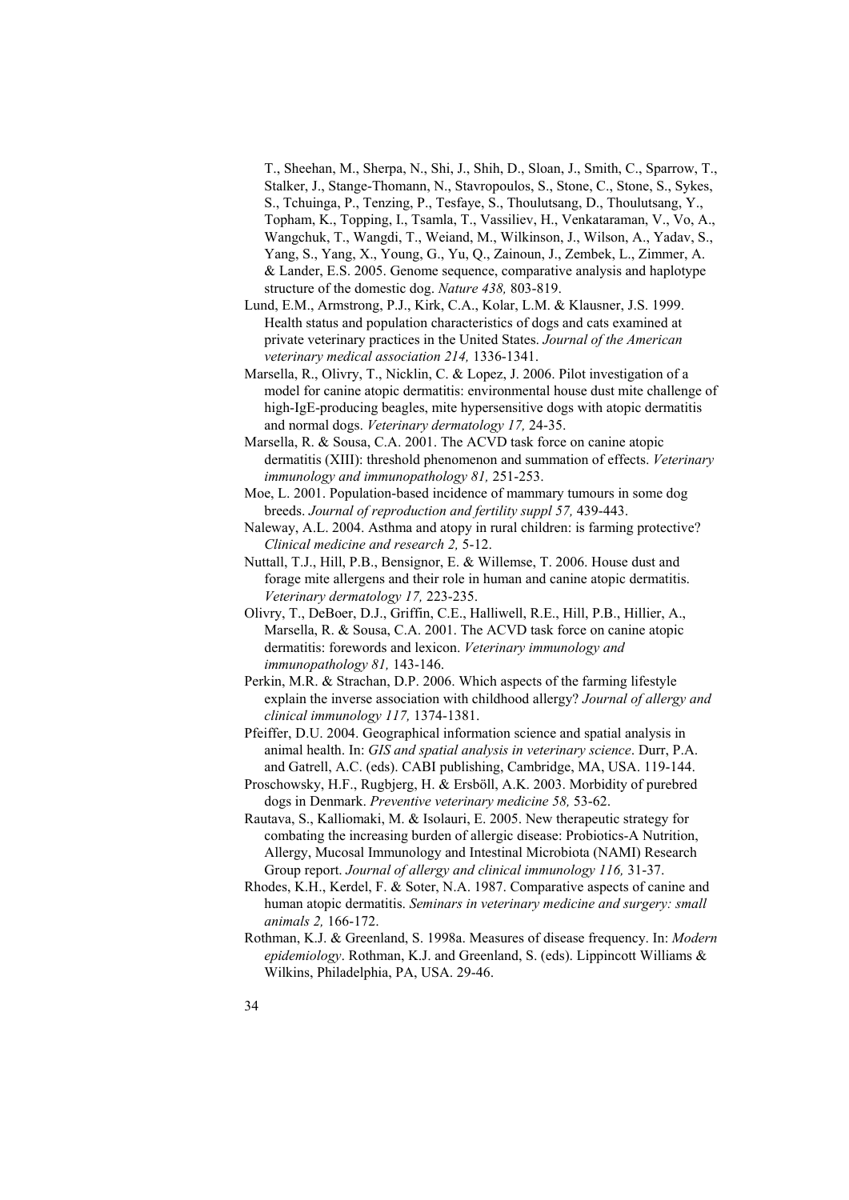T., Sheehan, M., Sherpa, N., Shi, J., Shih, D., Sloan, J., Smith, C., Sparrow, T., Stalker, J., Stange-Thomann, N., Stavropoulos, S., Stone, C., Stone, S., Sykes, S., Tchuinga, P., Tenzing, P., Tesfaye, S., Thoulutsang, D., Thoulutsang, Y., Topham, K., Topping, I., Tsamla, T., Vassiliev, H., Venkataraman, V., Vo, A., Wangchuk, T., Wangdi, T., Weiand, M., Wilkinson, J., Wilson, A., Yadav, S., Yang, S., Yang, X., Young, G., Yu, Q., Zainoun, J., Zembek, L., Zimmer, A. & Lander, E.S. 2005. Genome sequence, comparative analysis and haplotype structure of the domestic dog. *Nature 438,* 803-819.

Lund, E.M., Armstrong, P.J., Kirk, C.A., Kolar, L.M. & Klausner, J.S. 1999. Health status and population characteristics of dogs and cats examined at private veterinary practices in the United States. *Journal of the American veterinary medical association 214,* 1336-1341.

Marsella, R., Olivry, T., Nicklin, C. & Lopez, J. 2006. Pilot investigation of a model for canine atopic dermatitis: environmental house dust mite challenge of high-IgE-producing beagles, mite hypersensitive dogs with atopic dermatitis and normal dogs. *Veterinary dermatology 17,* 24-35.

Marsella, R. & Sousa, C.A. 2001. The ACVD task force on canine atopic dermatitis (XIII): threshold phenomenon and summation of effects. *Veterinary immunology and immunopathology 81,* 251-253.

Moe, L. 2001. Population-based incidence of mammary tumours in some dog breeds. *Journal of reproduction and fertility suppl 57,* 439-443.

Naleway, A.L. 2004. Asthma and atopy in rural children: is farming protective? *Clinical medicine and research 2,* 5-12.

Nuttall, T.J., Hill, P.B., Bensignor, E. & Willemse, T. 2006. House dust and forage mite allergens and their role in human and canine atopic dermatitis. *Veterinary dermatology 17,* 223-235.

Olivry, T., DeBoer, D.J., Griffin, C.E., Halliwell, R.E., Hill, P.B., Hillier, A., Marsella, R. & Sousa, C.A. 2001. The ACVD task force on canine atopic dermatitis: forewords and lexicon. *Veterinary immunology and immunopathology 81,* 143-146.

Perkin, M.R. & Strachan, D.P. 2006. Which aspects of the farming lifestyle explain the inverse association with childhood allergy? *Journal of allergy and clinical immunology 117,* 1374-1381.

Pfeiffer, D.U. 2004. Geographical information science and spatial analysis in animal health. In: *GIS and spatial analysis in veterinary science*. Durr, P.A. and Gatrell, A.C. (eds). CABI publishing, Cambridge, MA, USA. 119-144.

Proschowsky, H.F., Rugbjerg, H. & Ersböll, A.K. 2003. Morbidity of purebred dogs in Denmark. *Preventive veterinary medicine 58,* 53-62.

Rautava, S., Kalliomaki, M. & Isolauri, E. 2005. New therapeutic strategy for combating the increasing burden of allergic disease: Probiotics-A Nutrition, Allergy, Mucosal Immunology and Intestinal Microbiota (NAMI) Research Group report. *Journal of allergy and clinical immunology 116,* 31-37.

Rhodes, K.H., Kerdel, F. & Soter, N.A. 1987. Comparative aspects of canine and human atopic dermatitis. *Seminars in veterinary medicine and surgery: small animals 2,* 166-172.

Rothman, K.J. & Greenland, S. 1998a. Measures of disease frequency. In: *Modern epidemiology*. Rothman, K.J. and Greenland, S. (eds). Lippincott Williams & Wilkins, Philadelphia, PA, USA. 29-46.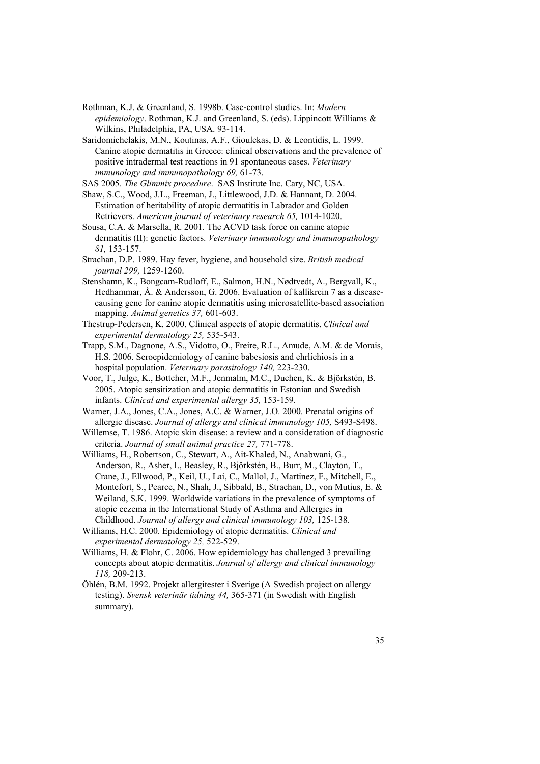Rothman, K.J. & Greenland, S. 1998b. Case-control studies. In: *Modern epidemiology*. Rothman, K.J. and Greenland, S. (eds). Lippincott Williams & Wilkins, Philadelphia, PA, USA. 93-114.

Saridomichelakis, M.N., Koutinas, A.F., Gioulekas, D. & Leontidis, L. 1999. Canine atopic dermatitis in Greece: clinical observations and the prevalence of positive intradermal test reactions in 91 spontaneous cases. *Veterinary immunology and immunopathology 69,* 61-73.

SAS 2005. *The Glimmix procedure*. SAS Institute Inc. Cary, NC, USA.

Shaw, S.C., Wood, J.L., Freeman, J., Littlewood, J.D. & Hannant, D. 2004. Estimation of heritability of atopic dermatitis in Labrador and Golden Retrievers. *American journal of veterinary research 65,* 1014-1020.

Sousa, C.A. & Marsella, R. 2001. The ACVD task force on canine atopic dermatitis (II): genetic factors. *Veterinary immunology and immunopathology 81,* 153-157.

Strachan, D.P. 1989. Hay fever, hygiene, and household size. *British medical journal 299,* 1259-1260.

Stenshamn, K., Bongcam-Rudloff, E., Salmon, H.N., Nødtvedt, A., Bergvall, K., Hedhammar, Å. & Andersson, G. 2006. Evaluation of kallikrein 7 as a disease-causing gene for canine atopic dermatitis using microsatellite-based association mapping. *Animal genetics 37,* 601-603.

Thestrup-Pedersen, K. 2000. Clinical aspects of atopic dermatitis. *Clinical and experimental dermatology 25,* 535-543.

Trapp, S.M., Dagnone, A.S., Vidotto, O., Freire, R.L., Amude, A.M. & de Morais, H.S. 2006. Seroepidemiology of canine babesiosis and ehrlichiosis in a hospital population. *Veterinary parasitology 140,* 223-230.

Voor, T., Julge, K., Bottcher, M.F., Jenmalm, M.C., Duchen, K. & Björkstén, B. 2005. Atopic sensitization and atopic dermatitis in Estonian and Swedish infants. *Clinical and experimental allergy 35,* 153-159.

Warner, J.A., Jones, C.A., Jones, A.C. & Warner, J.O. 2000. Prenatal origins of allergic disease. *Journal of allergy and clinical immunology 105,* S493-S498.

Willemse, T. 1986. Atopic skin disease: a review and a consideration of diagnostic criteria. *Journal of small animal practice 27,* 771-778.

Williams, H., Robertson, C., Stewart, A., Ait-Khaled, N., Anabwani, G., Anderson, R., Asher, I., Beasley, R., Björkstén, B., Burr, M., Clayton, T., Crane, J., Ellwood, P., Keil, U., Lai, C., Mallol, J., Martinez, F., Mitchell, E., Montefort, S., Pearce, N., Shah, J., Sibbald, B., Strachan, D., von Mutius, E. & Weiland, S.K. 1999. Worldwide variations in the prevalence of symptoms of atopic eczema in the International Study of Asthma and Allergies in Childhood. *Journal of allergy and clinical immunology 103,* 125-138.

Williams, H.C. 2000. Epidemiology of atopic dermatitis. *Clinical and experimental dermatology 25,* 522-529.

Williams, H. & Flohr, C. 2006. How epidemiology has challenged 3 prevailing concepts about atopic dermatitis. *Journal of allergy and clinical immunology 118,* 209-213.

Öhlén, B.M. 1992. Projekt allergitester i Sverige (A Swedish project on allergy testing). *Svensk veterinär tidning 44,* 365-371 (in Swedish with English summary).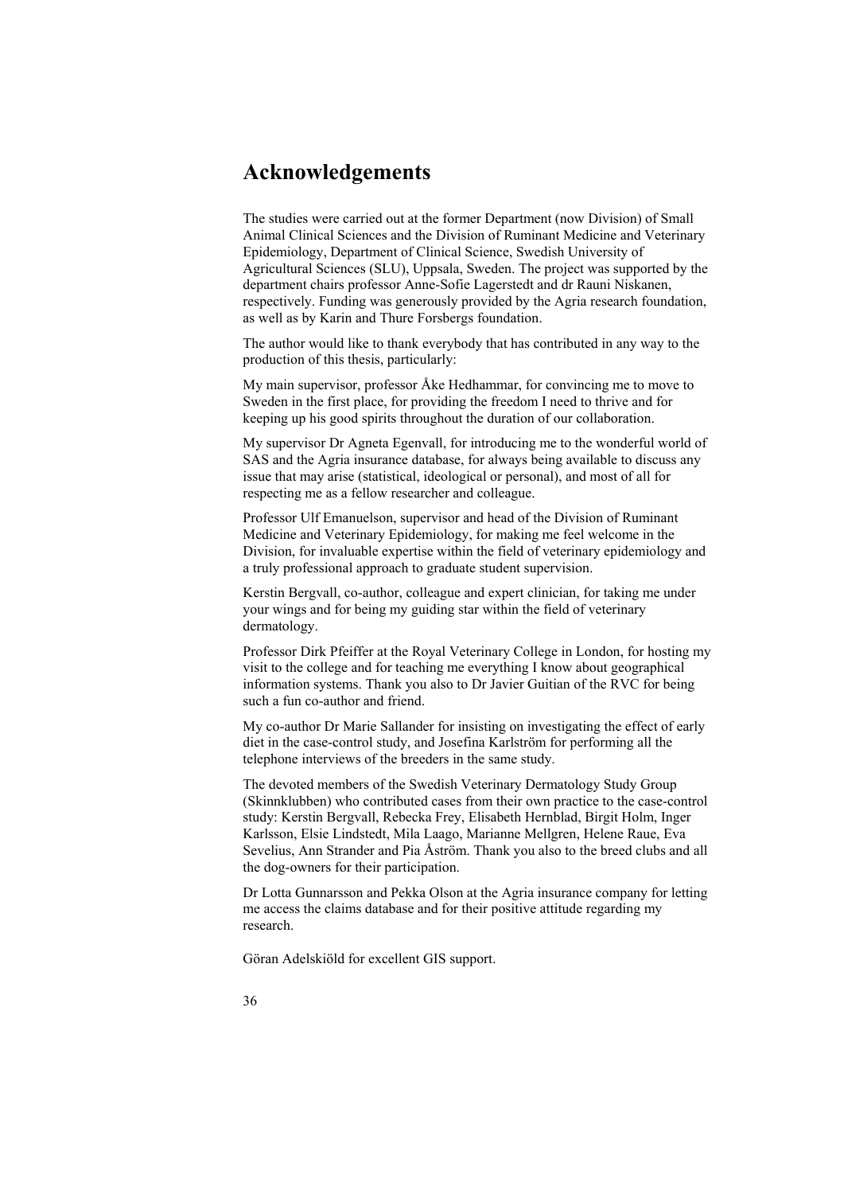# Acknowledgements

The studies were carried out at the former Department (now Division) of Small Animal Clinical Sciences and the Division of Ruminant Medicine and Veterinary Epidemiology, Department of Clinical Science, Swedish University of Agricultural Sciences (SLU), Uppsala, Sweden. The project was supported by the department chairs professor Anne-Sofie Lagerstedt and dr Rauni Niskanen, respectively. Funding was generously provided by the Agria research foundation, as well as by Karin and Thure Forsbergs foundation.

The author would like to thank everybody that has contributed in any way to the production of this thesis, particularly:

My main supervisor, professor Åke Hedhammar, for convincing me to move to Sweden in the first place, for providing the freedom I need to thrive and for keeping up his good spirits throughout the duration of our collaboration.

My supervisor Dr Agneta Egenvall, for introducing me to the wonderful world of SAS and the Agria insurance database, for always being available to discuss any issue that may arise (statistical, ideological or personal), and most of all for respecting me as a fellow researcher and colleague.

Professor Ulf Emanuelson, supervisor and head of the Division of Ruminant Medicine and Veterinary Epidemiology, for making me feel welcome in the Division, for invaluable expertise within the field of veterinary epidemiology and a truly professional approach to graduate student supervision.

Kerstin Bergvall, co-author, colleague and expert clinician, for taking me under your wings and for being my guiding star within the field of veterinary dermatology.

Professor Dirk Pfeiffer at the Royal Veterinary College in London, for hosting my visit to the college and for teaching me everything I know about geographical information systems. Thank you also to Dr Javier Guitian of the RVC for being such a fun co-author and friend.

My co-author Dr Marie Sallander for insisting on investigating the effect of early diet in the case-control study, and Josefina Karlström for performing all the telephone interviews of the breeders in the same study.

The devoted members of the Swedish Veterinary Dermatology Study Group (Skinnklubben) who contributed cases from their own practice to the case-control study: Kerstin Bergvall, Rebecka Frey, Elisabeth Hernblad, Birgit Holm, Inger Karlsson, Elsie Lindstedt, Mila Laago, Marianne Mellgren, Helene Raue, Eva Sevelius, Ann Strander and Pia Åström. Thank you also to the breed clubs and all the dog-owners for their participation.

Dr Lotta Gunnarsson and Pekka Olson at the Agria insurance company for letting me access the claims database and for their positive attitude regarding my research.

Göran Adelskiöld for excellent GIS support.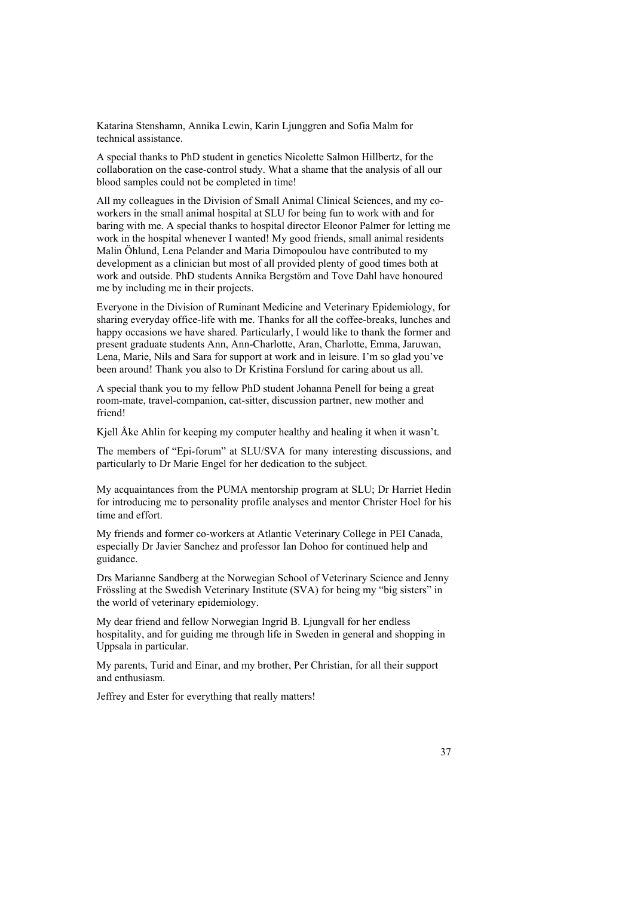Katarina Stenshamn, Annika Lewin, Karin Ljunggren and Sofia Malm for technical assistance.

A special thanks to PhD student in genetics Nicolette Salmon Hillbertz, for the collaboration on the case-control study. What a shame that the analysis of all our blood samples could not be completed in time!

All my colleagues in the Division of Small Animal Clinical Sciences, and my co-workers in the small animal hospital at SLU for being fun to work with and for baring with me. A special thanks to hospital director Eleonor Palmer for letting me work in the hospital whenever I wanted! My good friends, small animal residents Malin Öhlund, Lena Pelander and Maria Dimopoulou have contributed to my development as a clinician but most of all provided plenty of good times both at work and outside. PhD students Annika Bergstöm and Tove Dahl have honoured me by including me in their projects.

Everyone in the Division of Ruminant Medicine and Veterinary Epidemiology, for sharing everyday office-life with me. Thanks for all the coffee-breaks, lunches and happy occasions we have shared. Particularly, I would like to thank the former and present graduate students Ann, Ann-Charlotte, Aran, Charlotte, Emma, Jaruwan, Lena, Marie, Nils and Sara for support at work and in leisure. I'm so glad you've been around! Thank you also to Dr Kristina Forslund for caring about us all.

A special thank you to my fellow PhD student Johanna Penell for being a great room-mate, travel-companion, cat-sitter, discussion partner, new mother and friend!

Kjell Åke Ahlin for keeping my computer healthy and healing it when it wasn't.

The members of "Epi-forum" at SLU/SVA for many interesting discussions, and particularly to Dr Marie Engel for her dedication to the subject.

My acquaintances from the PUMA mentorship program at SLU; Dr Harriet Hedin for introducing me to personality profile analyses and mentor Christer Hoel for his time and effort.

My friends and former co-workers at Atlantic Veterinary College in PEI Canada, especially Dr Javier Sanchez and professor Ian Dohoo for continued help and guidance.

Drs Marianne Sandberg at the Norwegian School of Veterinary Science and Jenny Frössling at the Swedish Veterinary Institute (SVA) for being my "big sisters" in the world of veterinary epidemiology.

My dear friend and fellow Norwegian Ingrid B. Ljungvall for her endless hospitality, and for guiding me through life in Sweden in general and shopping in Uppsala in particular.

My parents, Turid and Einar, and my brother, Per Christian, for all their support and enthusiasm.

Jeffrey and Ester for everything that really matters!